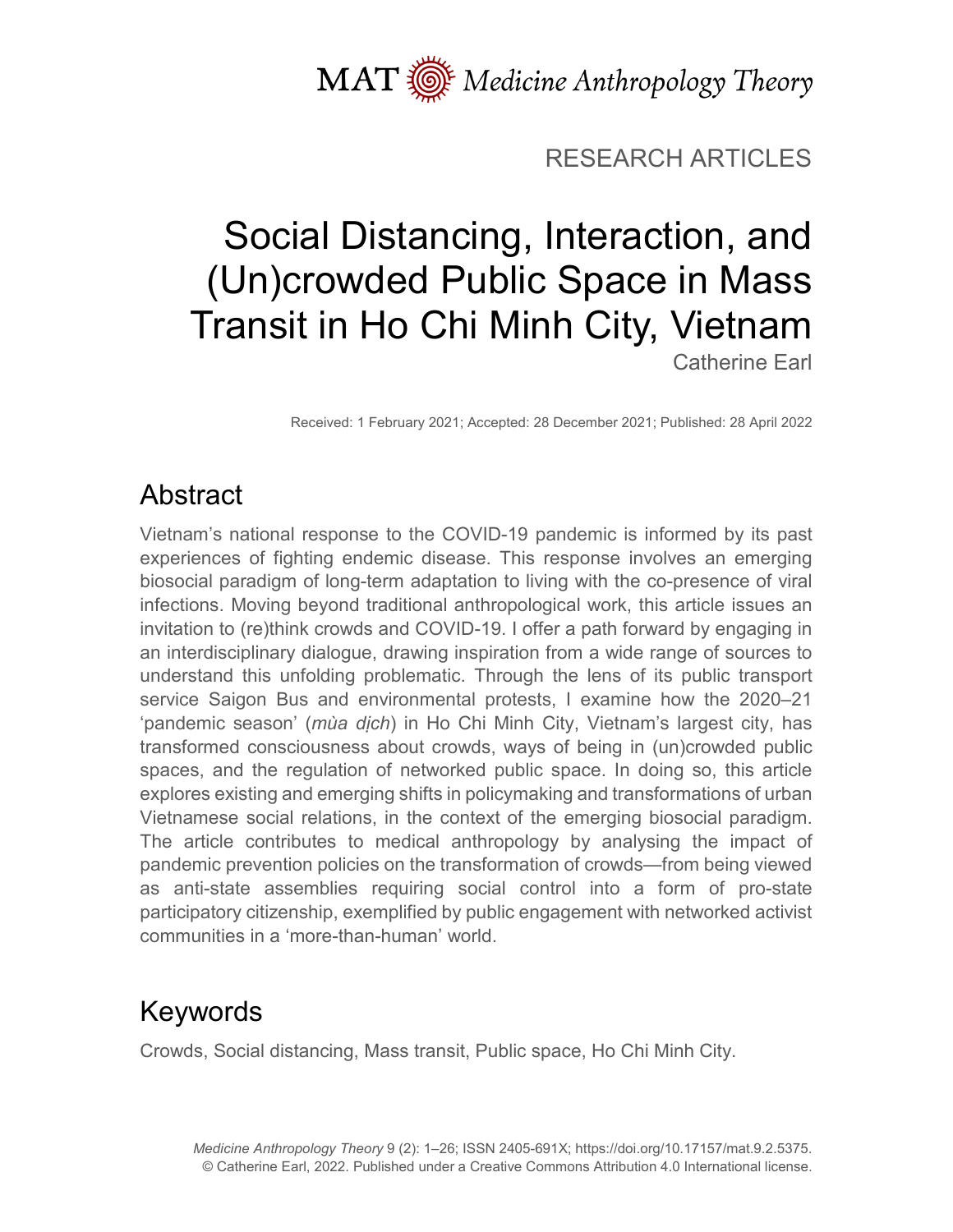MAT Medicine Anthropology Theory

RESEARCH ARTICLES

# Social Distancing, Interaction, and (Un)crowded Public Space in Mass Transit in Ho Chi Minh City, Vietnam

Catherine Earl

Received: 1 February 2021; Accepted: 28 December 2021; Published: 28 April 2022

## Abstract

Vietnam's national response to the COVID-19 pandemic is informed by its past experiences of fighting endemic disease. This response involves an emerging biosocial paradigm of long-term adaptation to living with the co-presence of viral infections. Moving beyond traditional anthropological work, this article issues an invitation to (re)think crowds and COVID-19. I offer a path forward by engaging in an interdisciplinary dialogue, drawing inspiration from a wide range of sources to understand this unfolding problematic. Through the lens of its public transport service Saigon Bus and environmental protests, I examine how the 2020–21 'pandemic season' (*mùa dịch*) in Ho Chi Minh City, Vietnam's largest city, has transformed consciousness about crowds, ways of being in (un)crowded public spaces, and the regulation of networked public space. In doing so, this article explores existing and emerging shifts in policymaking and transformations of urban Vietnamese social relations, in the context of the emerging biosocial paradigm. The article contributes to medical anthropology by analysing the impact of pandemic prevention policies on the transformation of crowds—from being viewed as anti-state assemblies requiring social control into a form of pro-state participatory citizenship, exemplified by public engagement with networked activist communities in a 'more-than-human' world.

## Keywords

Crowds, Social distancing, Mass transit, Public space, Ho Chi Minh City.

*Medicine Anthropology Theory* 9 (2): 1–26; ISSN 2405-691X; https://doi.org/10.17157/mat.9.2.5375.
© Catherine Earl, 2022. Published under a Creative Commons Attribution 4.0 International license.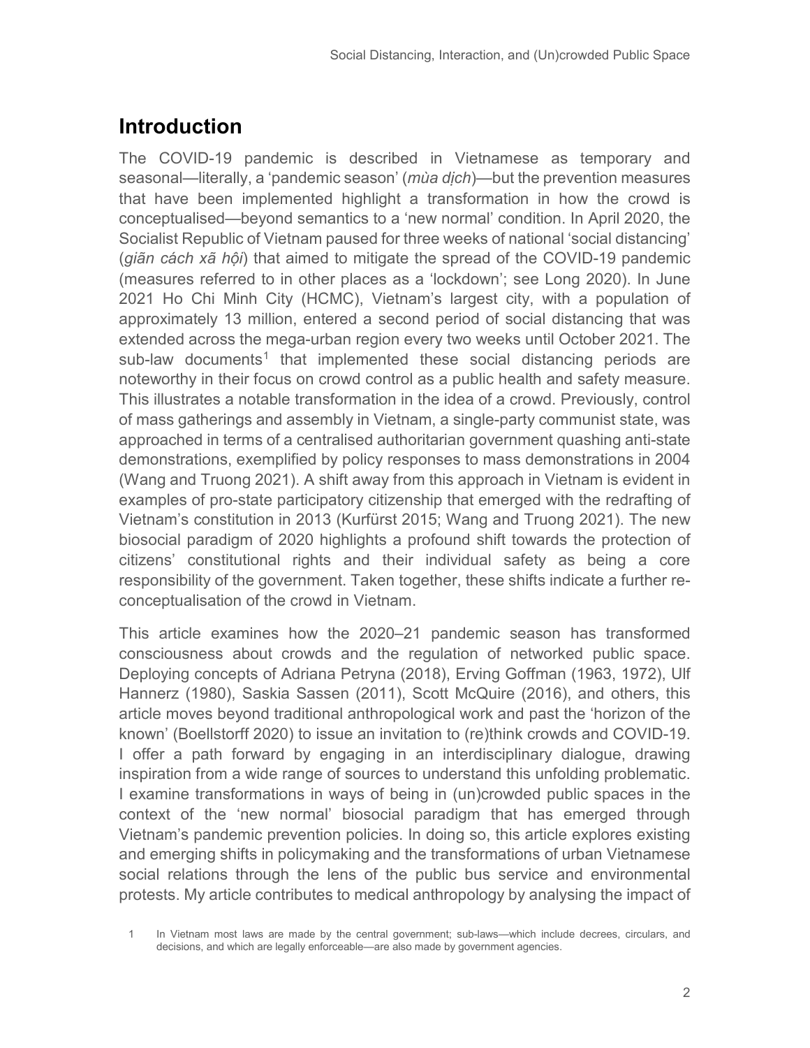## Introduction

The COVID-19 pandemic is described in Vietnamese as temporary and seasonal—literally, a 'pandemic season' (*mùa dịch*)—but the prevention measures that have been implemented highlight a transformation in how the crowd is conceptualised—beyond semantics to a 'new normal' condition. In April 2020, the Socialist Republic of Vietnam paused for three weeks of national 'social distancing' (*giãn cách xã hội*) that aimed to mitigate the spread of the COVID-19 pandemic (measures referred to in other places as a 'lockdown'; see Long 2020). In June 2021 Ho Chi Minh City (HCMC), Vietnam's largest city, with a population of approximately 13 million, entered a second period of social distancing that was extended across the mega-urban region every two weeks until October 2021. The sub-law documents[1] that implemented these social distancing periods are noteworthy in their focus on crowd control as a public health and safety measure. This illustrates a notable transformation in the idea of a crowd. Previously, control of mass gatherings and assembly in Vietnam, a single-party communist state, was approached in terms of a centralised authoritarian government quashing anti-state demonstrations, exemplified by policy responses to mass demonstrations in 2004 (Wang and Truong 2021). A shift away from this approach in Vietnam is evident in examples of pro-state participatory citizenship that emerged with the redrafting of Vietnam's constitution in 2013 (Kurfürst 2015; Wang and Truong 2021). The new biosocial paradigm of 2020 highlights a profound shift towards the protection of citizens' constitutional rights and their individual safety as being a core responsibility of the government. Taken together, these shifts indicate a further re-conceptualisation of the crowd in Vietnam.

This article examines how the 2020–21 pandemic season has transformed consciousness about crowds and the regulation of networked public space. Deploying concepts of Adriana Petryna (2018), Erving Goffman (1963, 1972), Ulf Hannerz (1980), Saskia Sassen (2011), Scott McQuire (2016), and others, this article moves beyond traditional anthropological work and past the 'horizon of the known' (Boellstorff 2020) to issue an invitation to (re)think crowds and COVID-19. I offer a path forward by engaging in an interdisciplinary dialogue, drawing inspiration from a wide range of sources to understand this unfolding problematic. I examine transformations in ways of being in (un)crowded public spaces in the context of the 'new normal' biosocial paradigm that has emerged through Vietnam's pandemic prevention policies. In doing so, this article explores existing and emerging shifts in policymaking and the transformations of urban Vietnamese social relations through the lens of the public bus service and environmental protests. My article contributes to medical anthropology by analysing the impact of

[1] In Vietnam most laws are made by the central government; sub-laws—which include decrees, circulars, and decisions, and which are legally enforceable—are also made by government agencies.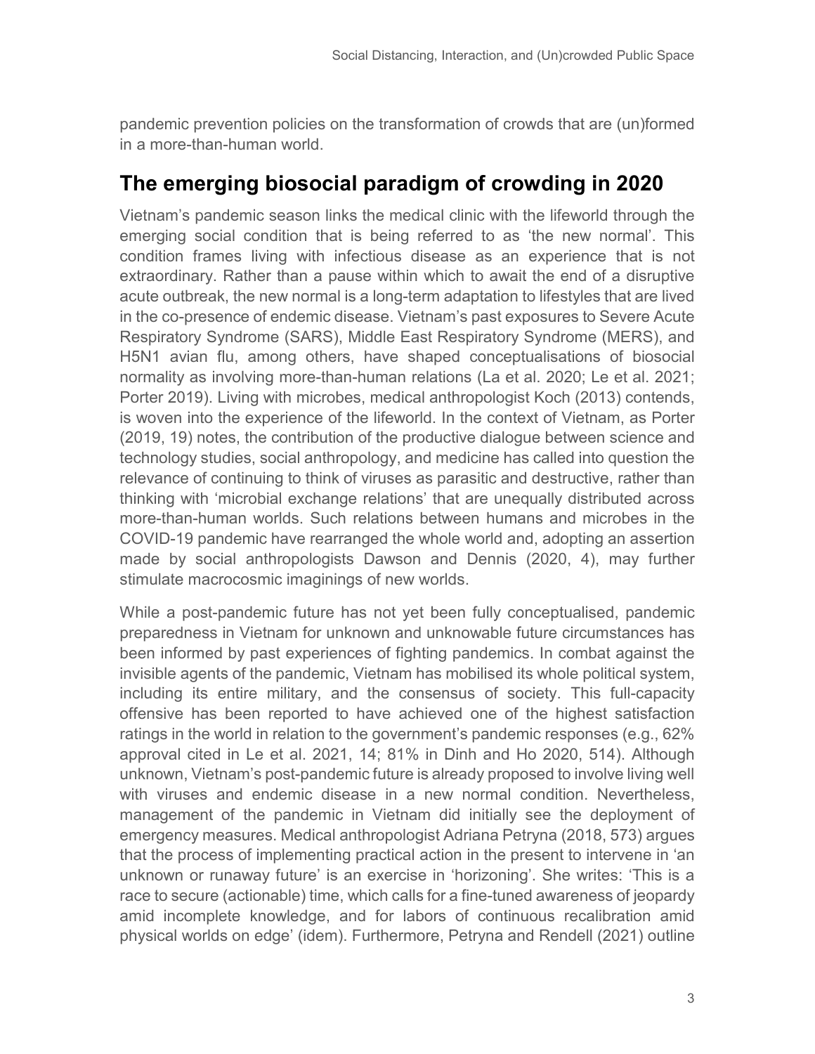pandemic prevention policies on the transformation of crowds that are (un)formed in a more-than-human world.

## The emerging biosocial paradigm of crowding in 2020

Vietnam's pandemic season links the medical clinic with the lifeworld through the emerging social condition that is being referred to as 'the new normal'. This condition frames living with infectious disease as an experience that is not extraordinary. Rather than a pause within which to await the end of a disruptive acute outbreak, the new normal is a long-term adaptation to lifestyles that are lived in the co-presence of endemic disease. Vietnam's past exposures to Severe Acute Respiratory Syndrome (SARS), Middle East Respiratory Syndrome (MERS), and H5N1 avian flu, among others, have shaped conceptualisations of biosocial normality as involving more-than-human relations (La et al. 2020; Le et al. 2021; Porter 2019). Living with microbes, medical anthropologist Koch (2013) contends, is woven into the experience of the lifeworld. In the context of Vietnam, as Porter (2019, 19) notes, the contribution of the productive dialogue between science and technology studies, social anthropology, and medicine has called into question the relevance of continuing to think of viruses as parasitic and destructive, rather than thinking with 'microbial exchange relations' that are unequally distributed across more-than-human worlds. Such relations between humans and microbes in the COVID-19 pandemic have rearranged the whole world and, adopting an assertion made by social anthropologists Dawson and Dennis (2020, 4), may further stimulate macrocosmic imaginings of new worlds.

While a post-pandemic future has not yet been fully conceptualised, pandemic preparedness in Vietnam for unknown and unknowable future circumstances has been informed by past experiences of fighting pandemics. In combat against the invisible agents of the pandemic, Vietnam has mobilised its whole political system, including its entire military, and the consensus of society. This full-capacity offensive has been reported to have achieved one of the highest satisfaction ratings in the world in relation to the government's pandemic responses (e.g., 62% approval cited in Le et al. 2021, 14; 81% in Dinh and Ho 2020, 514). Although unknown, Vietnam's post-pandemic future is already proposed to involve living well with viruses and endemic disease in a new normal condition. Nevertheless, management of the pandemic in Vietnam did initially see the deployment of emergency measures. Medical anthropologist Adriana Petryna (2018, 573) argues that the process of implementing practical action in the present to intervene in 'an unknown or runaway future' is an exercise in 'horizoning'. She writes: 'This is a race to secure (actionable) time, which calls for a fine-tuned awareness of jeopardy amid incomplete knowledge, and for labors of continuous recalibration amid physical worlds on edge' (idem). Furthermore, Petryna and Rendell (2021) outline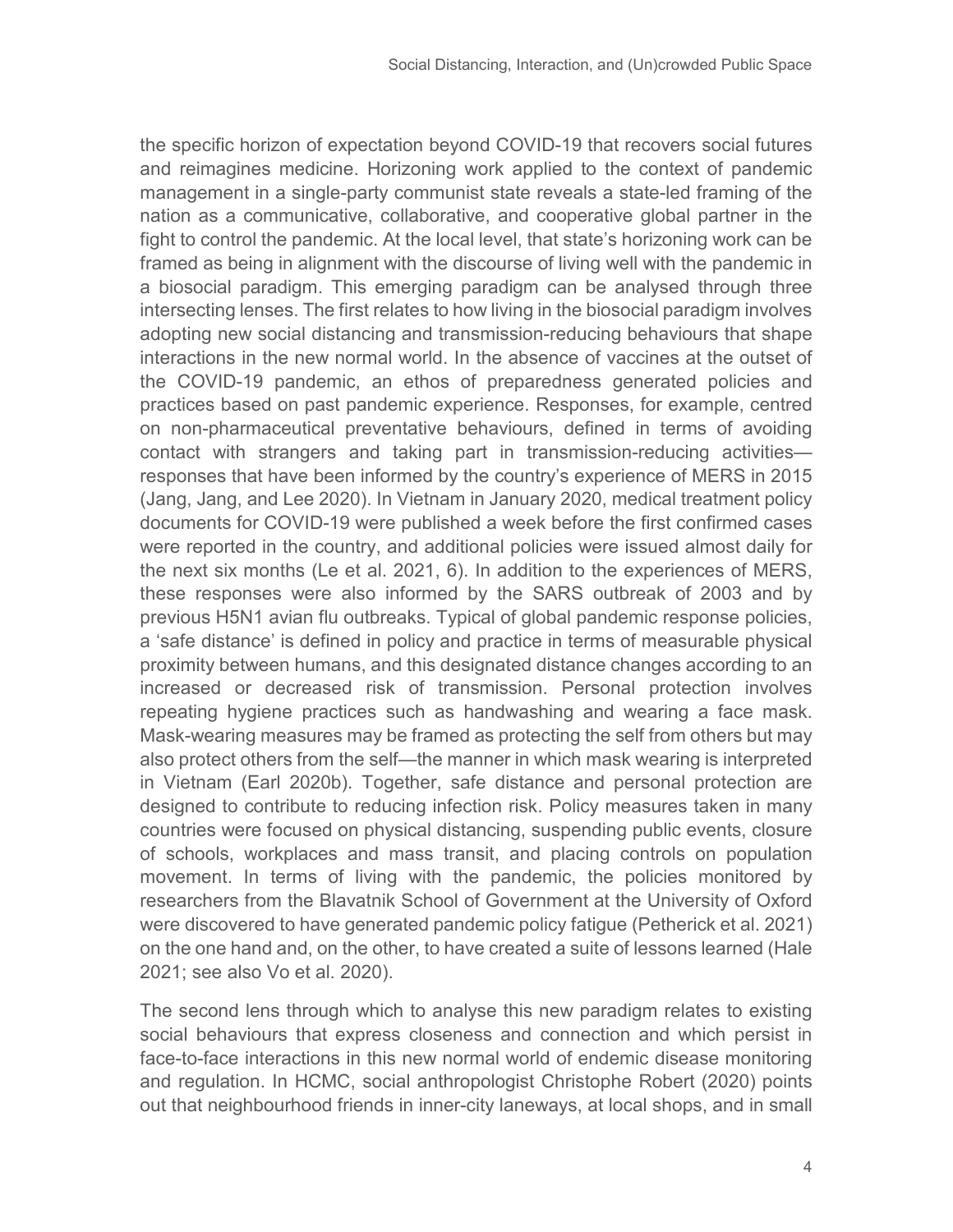the specific horizon of expectation beyond COVID-19 that recovers social futures and reimagines medicine. Horizoning work applied to the context of pandemic management in a single-party communist state reveals a state-led framing of the nation as a communicative, collaborative, and cooperative global partner in the fight to control the pandemic. At the local level, that state's horizoning work can be framed as being in alignment with the discourse of living well with the pandemic in a biosocial paradigm. This emerging paradigm can be analysed through three intersecting lenses. The first relates to how living in the biosocial paradigm involves adopting new social distancing and transmission-reducing behaviours that shape interactions in the new normal world. In the absence of vaccines at the outset of the COVID-19 pandemic, an ethos of preparedness generated policies and practices based on past pandemic experience. Responses, for example, centred on non-pharmaceutical preventative behaviours, defined in terms of avoiding contact with strangers and taking part in transmission-reducing activities—responses that have been informed by the country's experience of MERS in 2015 (Jang, Jang, and Lee 2020). In Vietnam in January 2020, medical treatment policy documents for COVID-19 were published a week before the first confirmed cases were reported in the country, and additional policies were issued almost daily for the next six months (Le et al. 2021, 6). In addition to the experiences of MERS, these responses were also informed by the SARS outbreak of 2003 and by previous H5N1 avian flu outbreaks. Typical of global pandemic response policies, a 'safe distance' is defined in policy and practice in terms of measurable physical proximity between humans, and this designated distance changes according to an increased or decreased risk of transmission. Personal protection involves repeating hygiene practices such as handwashing and wearing a face mask. Mask-wearing measures may be framed as protecting the self from others but may also protect others from the self—the manner in which mask wearing is interpreted in Vietnam (Earl 2020b). Together, safe distance and personal protection are designed to contribute to reducing infection risk. Policy measures taken in many countries were focused on physical distancing, suspending public events, closure of schools, workplaces and mass transit, and placing controls on population movement. In terms of living with the pandemic, the policies monitored by researchers from the Blavatnik School of Government at the University of Oxford were discovered to have generated pandemic policy fatigue (Petherick et al. 2021) on the one hand and, on the other, to have created a suite of lessons learned (Hale 2021; see also Vo et al. 2020).

The second lens through which to analyse this new paradigm relates to existing social behaviours that express closeness and connection and which persist in face-to-face interactions in this new normal world of endemic disease monitoring and regulation. In HCMC, social anthropologist Christophe Robert (2020) points out that neighbourhood friends in inner-city laneways, at local shops, and in small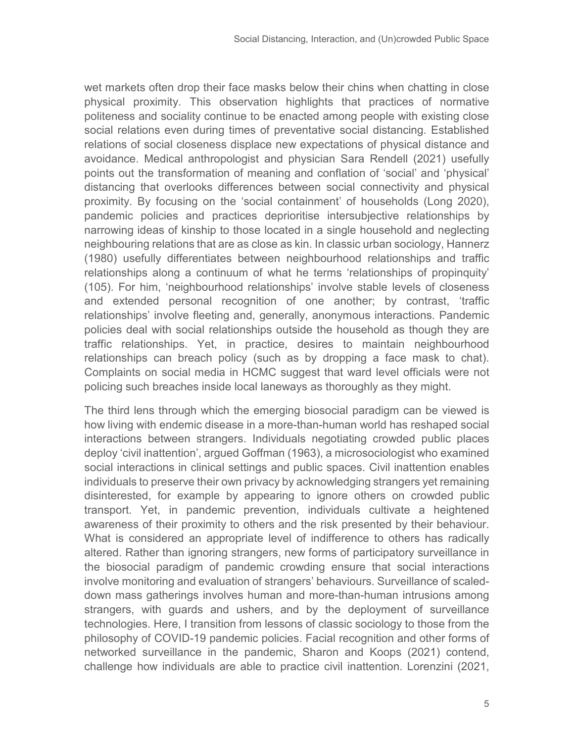wet markets often drop their face masks below their chins when chatting in close physical proximity. This observation highlights that practices of normative politeness and sociality continue to be enacted among people with existing close social relations even during times of preventative social distancing. Established relations of social closeness displace new expectations of physical distance and avoidance. Medical anthropologist and physician Sara Rendell (2021) usefully points out the transformation of meaning and conflation of 'social' and 'physical' distancing that overlooks differences between social connectivity and physical proximity. By focusing on the 'social containment' of households (Long 2020), pandemic policies and practices deprioritise intersubjective relationships by narrowing ideas of kinship to those located in a single household and neglecting neighbouring relations that are as close as kin. In classic urban sociology, Hannerz (1980) usefully differentiates between neighbourhood relationships and traffic relationships along a continuum of what he terms 'relationships of propinquity' (105). For him, 'neighbourhood relationships' involve stable levels of closeness and extended personal recognition of one another; by contrast, 'traffic relationships' involve fleeting and, generally, anonymous interactions. Pandemic policies deal with social relationships outside the household as though they are traffic relationships. Yet, in practice, desires to maintain neighbourhood relationships can breach policy (such as by dropping a face mask to chat). Complaints on social media in HCMC suggest that ward level officials were not policing such breaches inside local laneways as thoroughly as they might.

The third lens through which the emerging biosocial paradigm can be viewed is how living with endemic disease in a more-than-human world has reshaped social interactions between strangers. Individuals negotiating crowded public places deploy 'civil inattention', argued Goffman (1963), a microsociologist who examined social interactions in clinical settings and public spaces. Civil inattention enables individuals to preserve their own privacy by acknowledging strangers yet remaining disinterested, for example by appearing to ignore others on crowded public transport. Yet, in pandemic prevention, individuals cultivate a heightened awareness of their proximity to others and the risk presented by their behaviour. What is considered an appropriate level of indifference to others has radically altered. Rather than ignoring strangers, new forms of participatory surveillance in the biosocial paradigm of pandemic crowding ensure that social interactions involve monitoring and evaluation of strangers' behaviours. Surveillance of scaled-down mass gatherings involves human and more-than-human intrusions among strangers, with guards and ushers, and by the deployment of surveillance technologies. Here, I transition from lessons of classic sociology to those from the philosophy of COVID-19 pandemic policies. Facial recognition and other forms of networked surveillance in the pandemic, Sharon and Koops (2021) contend, challenge how individuals are able to practice civil inattention. Lorenzini (2021,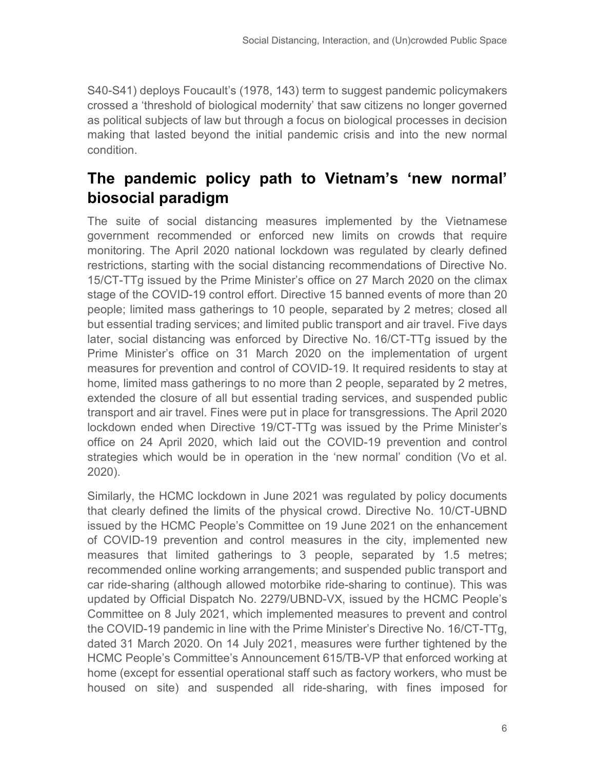S40-S41) deploys Foucault's (1978, 143) term to suggest pandemic policymakers crossed a 'threshold of biological modernity' that saw citizens no longer governed as political subjects of law but through a focus on biological processes in decision making that lasted beyond the initial pandemic crisis and into the new normal condition.

## The pandemic policy path to Vietnam's 'new normal' biosocial paradigm

The suite of social distancing measures implemented by the Vietnamese government recommended or enforced new limits on crowds that require monitoring. The April 2020 national lockdown was regulated by clearly defined restrictions, starting with the social distancing recommendations of Directive No. 15/CT-TTg issued by the Prime Minister's office on 27 March 2020 on the climax stage of the COVID-19 control effort. Directive 15 banned events of more than 20 people; limited mass gatherings to 10 people, separated by 2 metres; closed all but essential trading services; and limited public transport and air travel. Five days later, social distancing was enforced by Directive No. 16/CT-TTg issued by the Prime Minister's office on 31 March 2020 on the implementation of urgent measures for prevention and control of COVID-19. It required residents to stay at home, limited mass gatherings to no more than 2 people, separated by 2 metres, extended the closure of all but essential trading services, and suspended public transport and air travel. Fines were put in place for transgressions. The April 2020 lockdown ended when Directive 19/CT-TTg was issued by the Prime Minister's office on 24 April 2020, which laid out the COVID-19 prevention and control strategies which would be in operation in the 'new normal' condition (Vo et al. 2020).

Similarly, the HCMC lockdown in June 2021 was regulated by policy documents that clearly defined the limits of the physical crowd. Directive No. 10/CT-UBND issued by the HCMC People's Committee on 19 June 2021 on the enhancement of COVID-19 prevention and control measures in the city, implemented new measures that limited gatherings to 3 people, separated by 1.5 metres; recommended online working arrangements; and suspended public transport and car ride-sharing (although allowed motorbike ride-sharing to continue). This was updated by Official Dispatch No. 2279/UBND-VX, issued by the HCMC People's Committee on 8 July 2021, which implemented measures to prevent and control the COVID-19 pandemic in line with the Prime Minister's Directive No. 16/CT-TTg, dated 31 March 2020. On 14 July 2021, measures were further tightened by the HCMC People's Committee's Announcement 615/TB-VP that enforced working at home (except for essential operational staff such as factory workers, who must be housed on site) and suspended all ride-sharing, with fines imposed for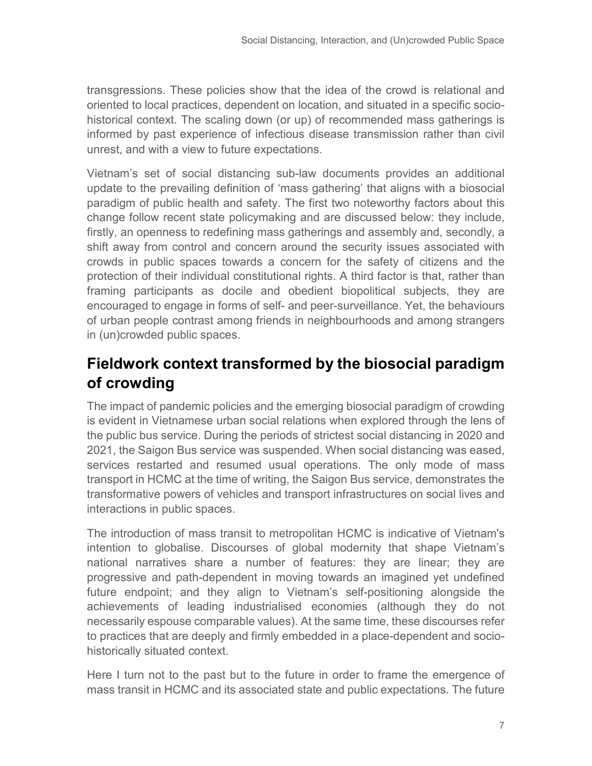transgressions. These policies show that the idea of the crowd is relational and oriented to local practices, dependent on location, and situated in a specific socio-historical context. The scaling down (or up) of recommended mass gatherings is informed by past experience of infectious disease transmission rather than civil unrest, and with a view to future expectations.

Vietnam's set of social distancing sub-law documents provides an additional update to the prevailing definition of 'mass gathering' that aligns with a biosocial paradigm of public health and safety. The first two noteworthy factors about this change follow recent state policymaking and are discussed below: they include, firstly, an openness to redefining mass gatherings and assembly and, secondly, a shift away from control and concern around the security issues associated with crowds in public spaces towards a concern for the safety of citizens and the protection of their individual constitutional rights. A third factor is that, rather than framing participants as docile and obedient biopolitical subjects, they are encouraged to engage in forms of self- and peer-surveillance. Yet, the behaviours of urban people contrast among friends in neighbourhoods and among strangers in (un)crowded public spaces.

## Fieldwork context transformed by the biosocial paradigm of crowding

The impact of pandemic policies and the emerging biosocial paradigm of crowding is evident in Vietnamese urban social relations when explored through the lens of the public bus service. During the periods of strictest social distancing in 2020 and 2021, the Saigon Bus service was suspended. When social distancing was eased, services restarted and resumed usual operations. The only mode of mass transport in HCMC at the time of writing, the Saigon Bus service, demonstrates the transformative powers of vehicles and transport infrastructures on social lives and interactions in public spaces.

The introduction of mass transit to metropolitan HCMC is indicative of Vietnam's intention to globalise. Discourses of global modernity that shape Vietnam's national narratives share a number of features: they are linear; they are progressive and path-dependent in moving towards an imagined yet undefined future endpoint; and they align to Vietnam's self-positioning alongside the achievements of leading industrialised economies (although they do not necessarily espouse comparable values). At the same time, these discourses refer to practices that are deeply and firmly embedded in a place-dependent and socio-historically situated context.

Here I turn not to the past but to the future in order to frame the emergence of mass transit in HCMC and its associated state and public expectations. The future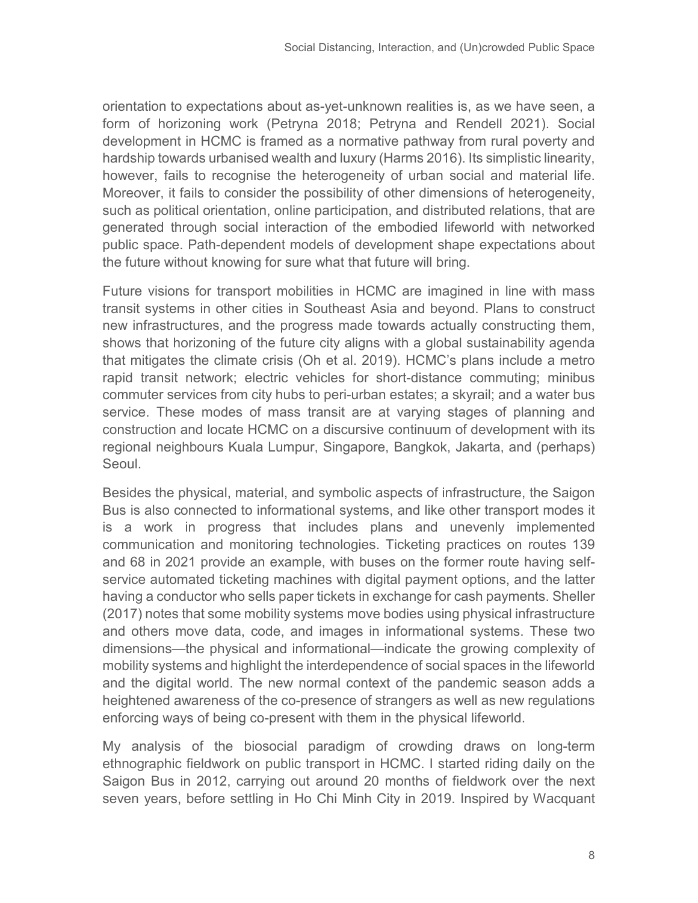orientation to expectations about as-yet-unknown realities is, as we have seen, a form of horizoning work (Petryna 2018; Petryna and Rendell 2021). Social development in HCMC is framed as a normative pathway from rural poverty and hardship towards urbanised wealth and luxury (Harms 2016). Its simplistic linearity, however, fails to recognise the heterogeneity of urban social and material life. Moreover, it fails to consider the possibility of other dimensions of heterogeneity, such as political orientation, online participation, and distributed relations, that are generated through social interaction of the embodied lifeworld with networked public space. Path-dependent models of development shape expectations about the future without knowing for sure what that future will bring.

Future visions for transport mobilities in HCMC are imagined in line with mass transit systems in other cities in Southeast Asia and beyond. Plans to construct new infrastructures, and the progress made towards actually constructing them, shows that horizoning of the future city aligns with a global sustainability agenda that mitigates the climate crisis (Oh et al. 2019). HCMC's plans include a metro rapid transit network; electric vehicles for short-distance commuting; minibus commuter services from city hubs to peri-urban estates; a skyrail; and a water bus service. These modes of mass transit are at varying stages of planning and construction and locate HCMC on a discursive continuum of development with its regional neighbours Kuala Lumpur, Singapore, Bangkok, Jakarta, and (perhaps) Seoul.

Besides the physical, material, and symbolic aspects of infrastructure, the Saigon Bus is also connected to informational systems, and like other transport modes it is a work in progress that includes plans and unevenly implemented communication and monitoring technologies. Ticketing practices on routes 139 and 68 in 2021 provide an example, with buses on the former route having self-service automated ticketing machines with digital payment options, and the latter having a conductor who sells paper tickets in exchange for cash payments. Sheller (2017) notes that some mobility systems move bodies using physical infrastructure and others move data, code, and images in informational systems. These two dimensions—the physical and informational—indicate the growing complexity of mobility systems and highlight the interdependence of social spaces in the lifeworld and the digital world. The new normal context of the pandemic season adds a heightened awareness of the co-presence of strangers as well as new regulations enforcing ways of being co-present with them in the physical lifeworld.

My analysis of the biosocial paradigm of crowding draws on long-term ethnographic fieldwork on public transport in HCMC. I started riding daily on the Saigon Bus in 2012, carrying out around 20 months of fieldwork over the next seven years, before settling in Ho Chi Minh City in 2019. Inspired by Wacquant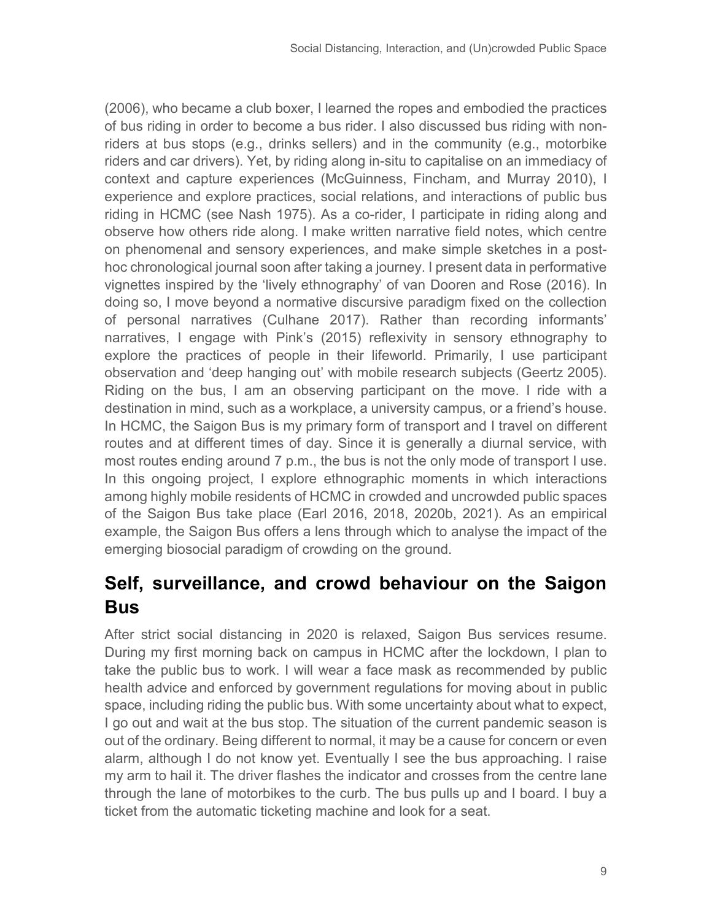(2006), who became a club boxer, I learned the ropes and embodied the practices of bus riding in order to become a bus rider. I also discussed bus riding with non-riders at bus stops (e.g., drinks sellers) and in the community (e.g., motorbike riders and car drivers). Yet, by riding along in-situ to capitalise on an immediacy of context and capture experiences (McGuinness, Fincham, and Murray 2010), I experience and explore practices, social relations, and interactions of public bus riding in HCMC (see Nash 1975). As a co-rider, I participate in riding along and observe how others ride along. I make written narrative field notes, which centre on phenomenal and sensory experiences, and make simple sketches in a post-hoc chronological journal soon after taking a journey. I present data in performative vignettes inspired by the 'lively ethnography' of van Dooren and Rose (2016). In doing so, I move beyond a normative discursive paradigm fixed on the collection of personal narratives (Culhane 2017). Rather than recording informants' narratives, I engage with Pink's (2015) reflexivity in sensory ethnography to explore the practices of people in their lifeworld. Primarily, I use participant observation and 'deep hanging out' with mobile research subjects (Geertz 2005). Riding on the bus, I am an observing participant on the move. I ride with a destination in mind, such as a workplace, a university campus, or a friend's house. In HCMC, the Saigon Bus is my primary form of transport and I travel on different routes and at different times of day. Since it is generally a diurnal service, with most routes ending around 7 p.m., the bus is not the only mode of transport I use. In this ongoing project, I explore ethnographic moments in which interactions among highly mobile residents of HCMC in crowded and uncrowded public spaces of the Saigon Bus take place (Earl 2016, 2018, 2020b, 2021). As an empirical example, the Saigon Bus offers a lens through which to analyse the impact of the emerging biosocial paradigm of crowding on the ground.

## Self, surveillance, and crowd behaviour on the Saigon Bus

After strict social distancing in 2020 is relaxed, Saigon Bus services resume. During my first morning back on campus in HCMC after the lockdown, I plan to take the public bus to work. I will wear a face mask as recommended by public health advice and enforced by government regulations for moving about in public space, including riding the public bus. With some uncertainty about what to expect, I go out and wait at the bus stop. The situation of the current pandemic season is out of the ordinary. Being different to normal, it may be a cause for concern or even alarm, although I do not know yet. Eventually I see the bus approaching. I raise my arm to hail it. The driver flashes the indicator and crosses from the centre lane through the lane of motorbikes to the curb. The bus pulls up and I board. I buy a ticket from the automatic ticketing machine and look for a seat.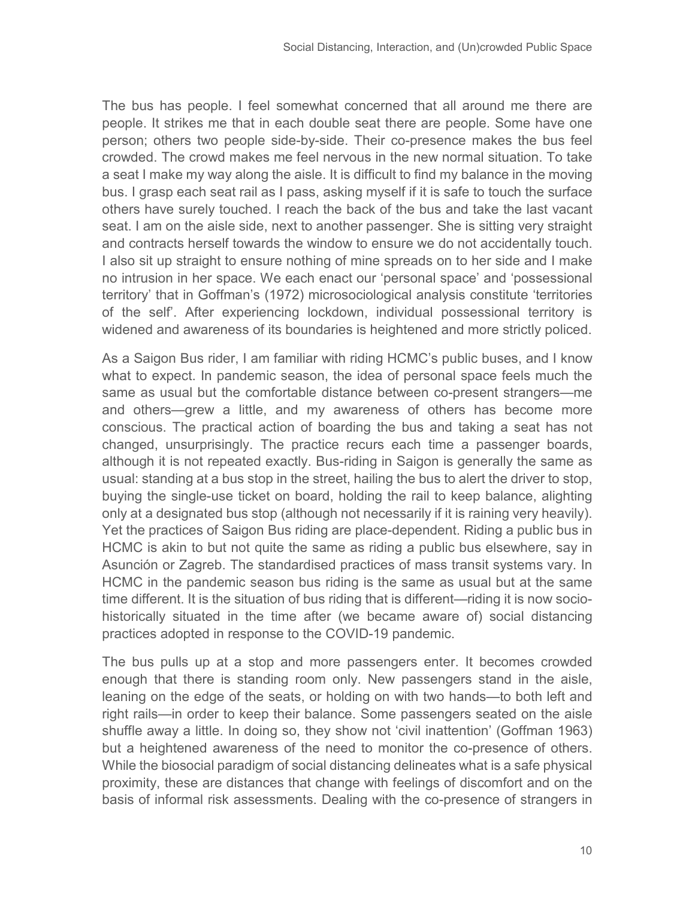The bus has people. I feel somewhat concerned that all around me there are people. It strikes me that in each double seat there are people. Some have one person; others two people side-by-side. Their co-presence makes the bus feel crowded. The crowd makes me feel nervous in the new normal situation. To take a seat I make my way along the aisle. It is difficult to find my balance in the moving bus. I grasp each seat rail as I pass, asking myself if it is safe to touch the surface others have surely touched. I reach the back of the bus and take the last vacant seat. I am on the aisle side, next to another passenger. She is sitting very straight and contracts herself towards the window to ensure we do not accidentally touch. I also sit up straight to ensure nothing of mine spreads on to her side and I make no intrusion in her space. We each enact our 'personal space' and 'possessional territory' that in Goffman's (1972) microsociological analysis constitute 'territories of the self'. After experiencing lockdown, individual possessional territory is widened and awareness of its boundaries is heightened and more strictly policed.

As a Saigon Bus rider, I am familiar with riding HCMC's public buses, and I know what to expect. In pandemic season, the idea of personal space feels much the same as usual but the comfortable distance between co-present strangers—me and others—grew a little, and my awareness of others has become more conscious. The practical action of boarding the bus and taking a seat has not changed, unsurprisingly. The practice recurs each time a passenger boards, although it is not repeated exactly. Bus-riding in Saigon is generally the same as usual: standing at a bus stop in the street, hailing the bus to alert the driver to stop, buying the single-use ticket on board, holding the rail to keep balance, alighting only at a designated bus stop (although not necessarily if it is raining very heavily). Yet the practices of Saigon Bus riding are place-dependent. Riding a public bus in HCMC is akin to but not quite the same as riding a public bus elsewhere, say in Asunción or Zagreb. The standardised practices of mass transit systems vary. In HCMC in the pandemic season bus riding is the same as usual but at the same time different. It is the situation of bus riding that is different—riding it is now socio-historically situated in the time after (we became aware of) social distancing practices adopted in response to the COVID-19 pandemic.

The bus pulls up at a stop and more passengers enter. It becomes crowded enough that there is standing room only. New passengers stand in the aisle, leaning on the edge of the seats, or holding on with two hands—to both left and right rails—in order to keep their balance. Some passengers seated on the aisle shuffle away a little. In doing so, they show not 'civil inattention' (Goffman 1963) but a heightened awareness of the need to monitor the co-presence of others. While the biosocial paradigm of social distancing delineates what is a safe physical proximity, these are distances that change with feelings of discomfort and on the basis of informal risk assessments. Dealing with the co-presence of strangers in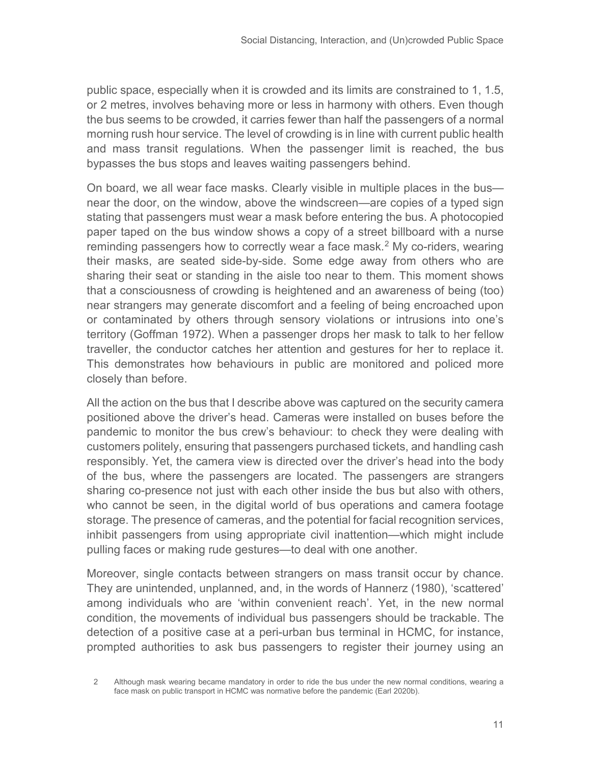public space, especially when it is crowded and its limits are constrained to 1, 1.5, or 2 metres, involves behaving more or less in harmony with others. Even though the bus seems to be crowded, it carries fewer than half the passengers of a normal morning rush hour service. The level of crowding is in line with current public health and mass transit regulations. When the passenger limit is reached, the bus bypasses the bus stops and leaves waiting passengers behind.

On board, we all wear face masks. Clearly visible in multiple places in the bus—near the door, on the window, above the windscreen—are copies of a typed sign stating that passengers must wear a mask before entering the bus. A photocopied paper taped on the bus window shows a copy of a street billboard with a nurse reminding passengers how to correctly wear a face mask.[2] My co-riders, wearing their masks, are seated side-by-side. Some edge away from others who are sharing their seat or standing in the aisle too near to them. This moment shows that a consciousness of crowding is heightened and an awareness of being (too) near strangers may generate discomfort and a feeling of being encroached upon or contaminated by others through sensory violations or intrusions into one's territory (Goffman 1972). When a passenger drops her mask to talk to her fellow traveller, the conductor catches her attention and gestures for her to replace it. This demonstrates how behaviours in public are monitored and policed more closely than before.

All the action on the bus that I describe above was captured on the security camera positioned above the driver's head. Cameras were installed on buses before the pandemic to monitor the bus crew's behaviour: to check they were dealing with customers politely, ensuring that passengers purchased tickets, and handling cash responsibly. Yet, the camera view is directed over the driver's head into the body of the bus, where the passengers are located. The passengers are strangers sharing co-presence not just with each other inside the bus but also with others, who cannot be seen, in the digital world of bus operations and camera footage storage. The presence of cameras, and the potential for facial recognition services, inhibit passengers from using appropriate civil inattention—which might include pulling faces or making rude gestures—to deal with one another.

Moreover, single contacts between strangers on mass transit occur by chance. They are unintended, unplanned, and, in the words of Hannerz (1980), 'scattered' among individuals who are 'within convenient reach'. Yet, in the new normal condition, the movements of individual bus passengers should be trackable. The detection of a positive case at a peri-urban bus terminal in HCMC, for instance, prompted authorities to ask bus passengers to register their journey using an

2 Although mask wearing became mandatory in order to ride the bus under the new normal conditions, wearing a face mask on public transport in HCMC was normative before the pandemic (Earl 2020b).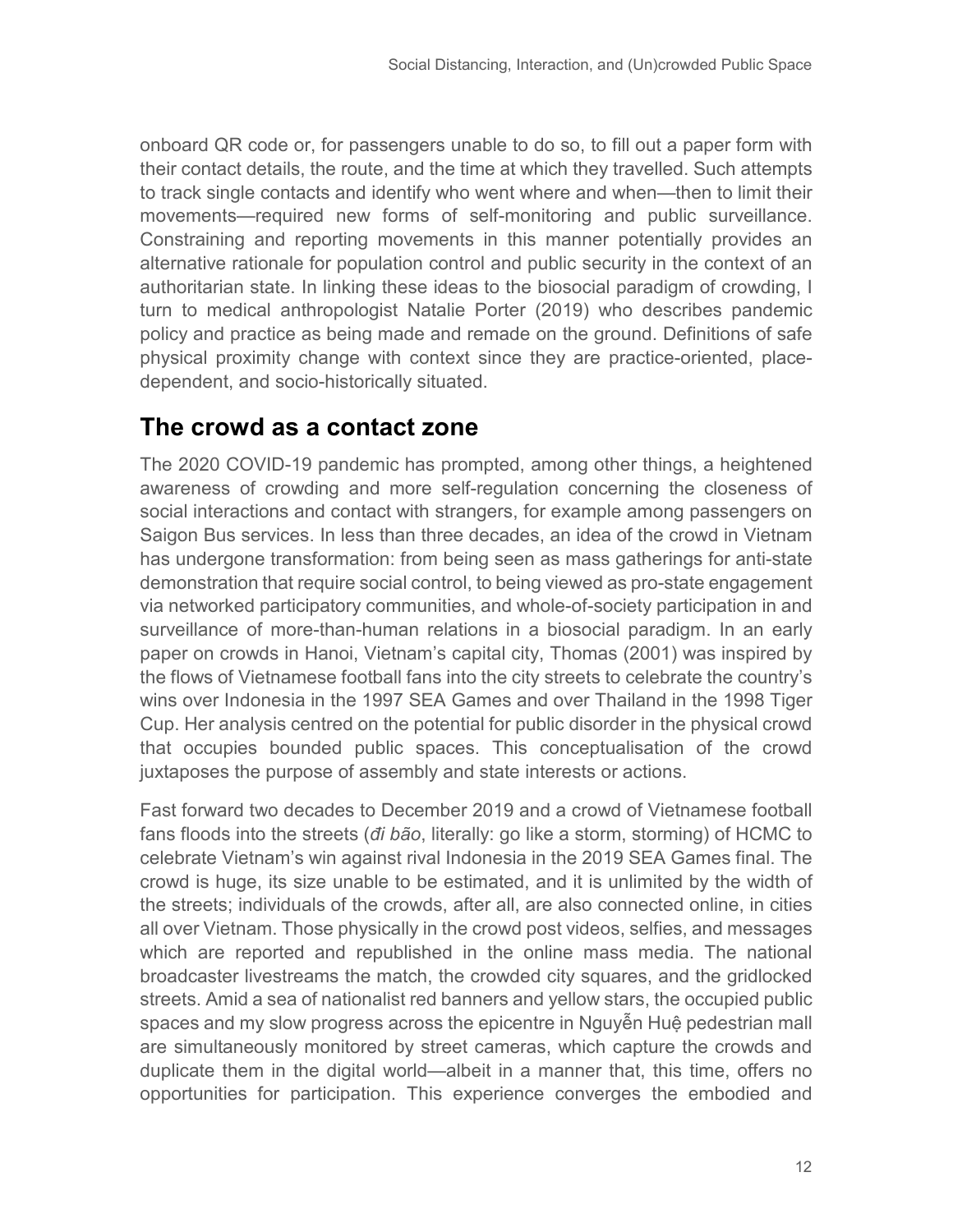onboard QR code or, for passengers unable to do so, to fill out a paper form with their contact details, the route, and the time at which they travelled. Such attempts to track single contacts and identify who went where and when—then to limit their movements—required new forms of self-monitoring and public surveillance. Constraining and reporting movements in this manner potentially provides an alternative rationale for population control and public security in the context of an authoritarian state. In linking these ideas to the biosocial paradigm of crowding, I turn to medical anthropologist Natalie Porter (2019) who describes pandemic policy and practice as being made and remade on the ground. Definitions of safe physical proximity change with context since they are practice-oriented, place-dependent, and socio-historically situated.

## The crowd as a contact zone

The 2020 COVID-19 pandemic has prompted, among other things, a heightened awareness of crowding and more self-regulation concerning the closeness of social interactions and contact with strangers, for example among passengers on Saigon Bus services. In less than three decades, an idea of the crowd in Vietnam has undergone transformation: from being seen as mass gatherings for anti-state demonstration that require social control, to being viewed as pro-state engagement via networked participatory communities, and whole-of-society participation in and surveillance of more-than-human relations in a biosocial paradigm. In an early paper on crowds in Hanoi, Vietnam's capital city, Thomas (2001) was inspired by the flows of Vietnamese football fans into the city streets to celebrate the country's wins over Indonesia in the 1997 SEA Games and over Thailand in the 1998 Tiger Cup. Her analysis centred on the potential for public disorder in the physical crowd that occupies bounded public spaces. This conceptualisation of the crowd juxtaposes the purpose of assembly and state interests or actions.

Fast forward two decades to December 2019 and a crowd of Vietnamese football fans floods into the streets (*đi bão*, literally: go like a storm, storming) of HCMC to celebrate Vietnam's win against rival Indonesia in the 2019 SEA Games final. The crowd is huge, its size unable to be estimated, and it is unlimited by the width of the streets; individuals of the crowds, after all, are also connected online, in cities all over Vietnam. Those physically in the crowd post videos, selfies, and messages which are reported and republished in the online mass media. The national broadcaster livestreams the match, the crowded city squares, and the gridlocked streets. Amid a sea of nationalist red banners and yellow stars, the occupied public spaces and my slow progress across the epicentre in Nguyễn Huệ pedestrian mall are simultaneously monitored by street cameras, which capture the crowds and duplicate them in the digital world—albeit in a manner that, this time, offers no opportunities for participation. This experience converges the embodied and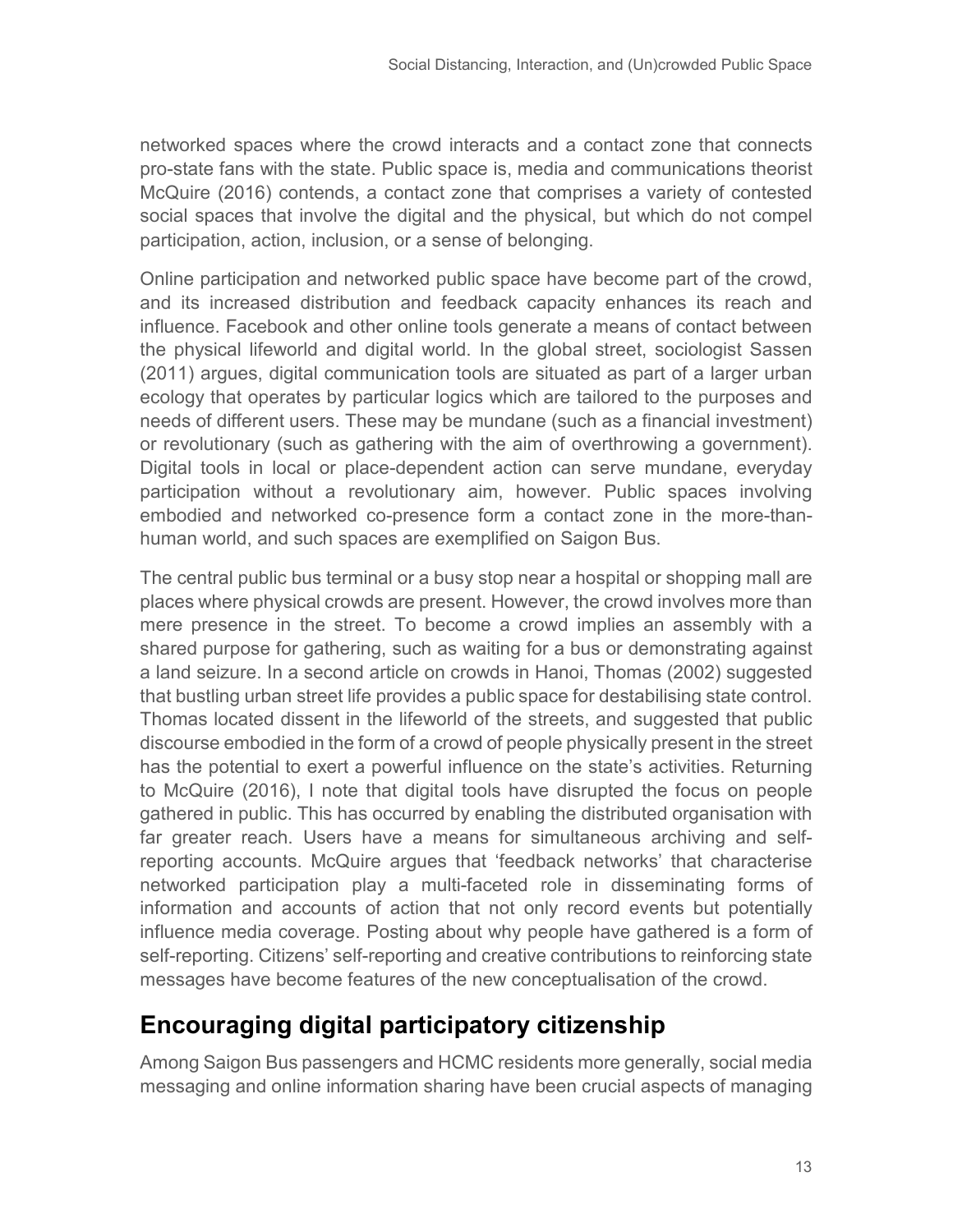networked spaces where the crowd interacts and a contact zone that connects pro-state fans with the state. Public space is, media and communications theorist McQuire (2016) contends, a contact zone that comprises a variety of contested social spaces that involve the digital and the physical, but which do not compel participation, action, inclusion, or a sense of belonging.

Online participation and networked public space have become part of the crowd, and its increased distribution and feedback capacity enhances its reach and influence. Facebook and other online tools generate a means of contact between the physical lifeworld and digital world. In the global street, sociologist Sassen (2011) argues, digital communication tools are situated as part of a larger urban ecology that operates by particular logics which are tailored to the purposes and needs of different users. These may be mundane (such as a financial investment) or revolutionary (such as gathering with the aim of overthrowing a government). Digital tools in local or place-dependent action can serve mundane, everyday participation without a revolutionary aim, however. Public spaces involving embodied and networked co-presence form a contact zone in the more-than-human world, and such spaces are exemplified on Saigon Bus.

The central public bus terminal or a busy stop near a hospital or shopping mall are places where physical crowds are present. However, the crowd involves more than mere presence in the street. To become a crowd implies an assembly with a shared purpose for gathering, such as waiting for a bus or demonstrating against a land seizure. In a second article on crowds in Hanoi, Thomas (2002) suggested that bustling urban street life provides a public space for destabilising state control. Thomas located dissent in the lifeworld of the streets, and suggested that public discourse embodied in the form of a crowd of people physically present in the street has the potential to exert a powerful influence on the state's activities. Returning to McQuire (2016), I note that digital tools have disrupted the focus on people gathered in public. This has occurred by enabling the distributed organisation with far greater reach. Users have a means for simultaneous archiving and self-reporting accounts. McQuire argues that 'feedback networks' that characterise networked participation play a multi-faceted role in disseminating forms of information and accounts of action that not only record events but potentially influence media coverage. Posting about why people have gathered is a form of self-reporting. Citizens' self-reporting and creative contributions to reinforcing state messages have become features of the new conceptualisation of the crowd.

## Encouraging digital participatory citizenship

Among Saigon Bus passengers and HCMC residents more generally, social media messaging and online information sharing have been crucial aspects of managing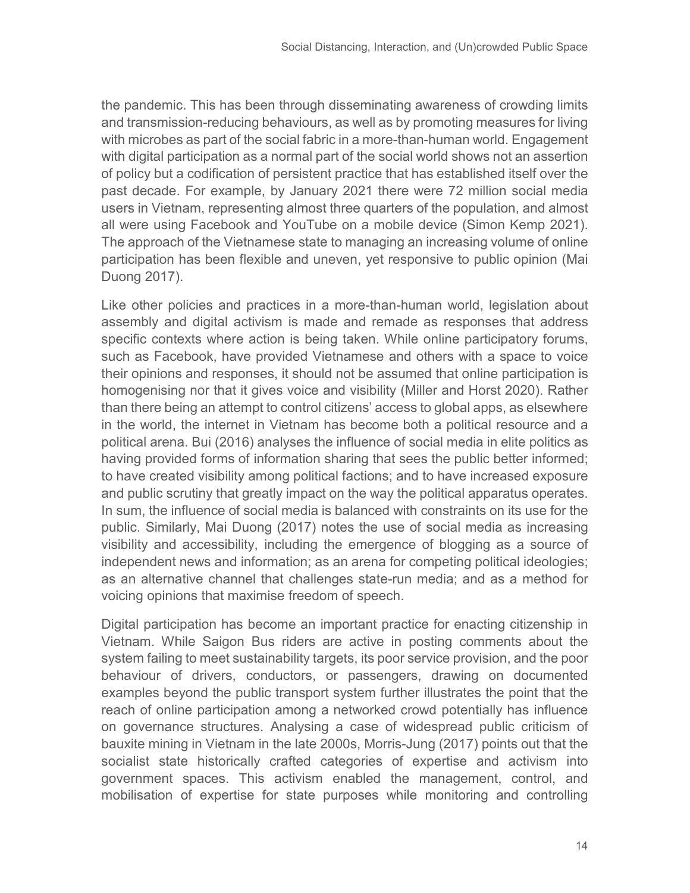the pandemic. This has been through disseminating awareness of crowding limits and transmission-reducing behaviours, as well as by promoting measures for living with microbes as part of the social fabric in a more-than-human world. Engagement with digital participation as a normal part of the social world shows not an assertion of policy but a codification of persistent practice that has established itself over the past decade. For example, by January 2021 there were 72 million social media users in Vietnam, representing almost three quarters of the population, and almost all were using Facebook and YouTube on a mobile device (Simon Kemp 2021). The approach of the Vietnamese state to managing an increasing volume of online participation has been flexible and uneven, yet responsive to public opinion (Mai Duong 2017).

Like other policies and practices in a more-than-human world, legislation about assembly and digital activism is made and remade as responses that address specific contexts where action is being taken. While online participatory forums, such as Facebook, have provided Vietnamese and others with a space to voice their opinions and responses, it should not be assumed that online participation is homogenising nor that it gives voice and visibility (Miller and Horst 2020). Rather than there being an attempt to control citizens' access to global apps, as elsewhere in the world, the internet in Vietnam has become both a political resource and a political arena. Bui (2016) analyses the influence of social media in elite politics as having provided forms of information sharing that sees the public better informed; to have created visibility among political factions; and to have increased exposure and public scrutiny that greatly impact on the way the political apparatus operates. In sum, the influence of social media is balanced with constraints on its use for the public. Similarly, Mai Duong (2017) notes the use of social media as increasing visibility and accessibility, including the emergence of blogging as a source of independent news and information; as an arena for competing political ideologies; as an alternative channel that challenges state-run media; and as a method for voicing opinions that maximise freedom of speech.

Digital participation has become an important practice for enacting citizenship in Vietnam. While Saigon Bus riders are active in posting comments about the system failing to meet sustainability targets, its poor service provision, and the poor behaviour of drivers, conductors, or passengers, drawing on documented examples beyond the public transport system further illustrates the point that the reach of online participation among a networked crowd potentially has influence on governance structures. Analysing a case of widespread public criticism of bauxite mining in Vietnam in the late 2000s, Morris-Jung (2017) points out that the socialist state historically crafted categories of expertise and activism into government spaces. This activism enabled the management, control, and mobilisation of expertise for state purposes while monitoring and controlling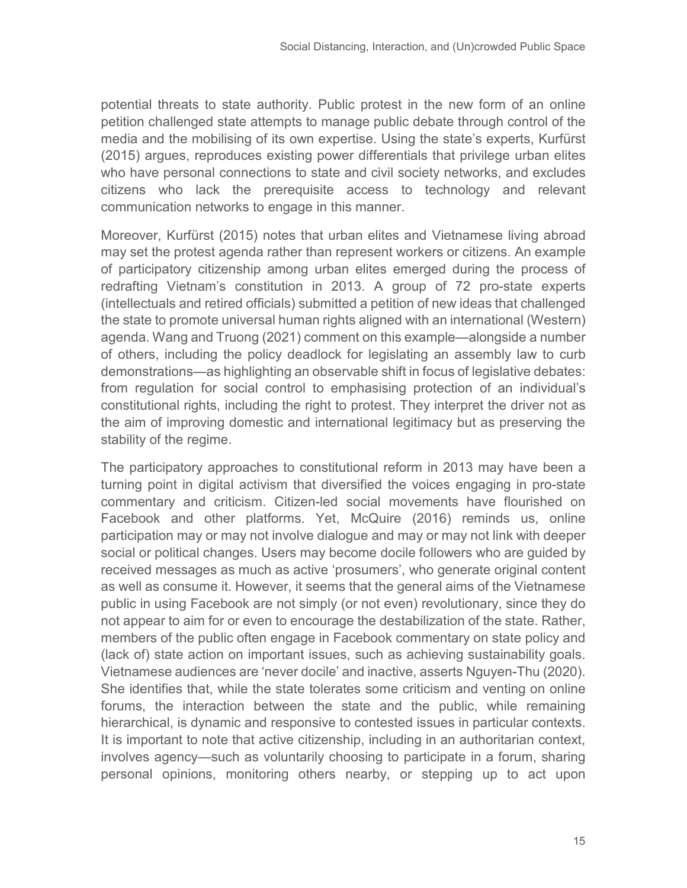potential threats to state authority. Public protest in the new form of an online petition challenged state attempts to manage public debate through control of the media and the mobilising of its own expertise. Using the state's experts, Kurfürst (2015) argues, reproduces existing power differentials that privilege urban elites who have personal connections to state and civil society networks, and excludes citizens who lack the prerequisite access to technology and relevant communication networks to engage in this manner.

Moreover, Kurfürst (2015) notes that urban elites and Vietnamese living abroad may set the protest agenda rather than represent workers or citizens. An example of participatory citizenship among urban elites emerged during the process of redrafting Vietnam's constitution in 2013. A group of 72 pro-state experts (intellectuals and retired officials) submitted a petition of new ideas that challenged the state to promote universal human rights aligned with an international (Western) agenda. Wang and Truong (2021) comment on this example—alongside a number of others, including the policy deadlock for legislating an assembly law to curb demonstrations—as highlighting an observable shift in focus of legislative debates: from regulation for social control to emphasising protection of an individual's constitutional rights, including the right to protest. They interpret the driver not as the aim of improving domestic and international legitimacy but as preserving the stability of the regime.

The participatory approaches to constitutional reform in 2013 may have been a turning point in digital activism that diversified the voices engaging in pro-state commentary and criticism. Citizen-led social movements have flourished on Facebook and other platforms. Yet, McQuire (2016) reminds us, online participation may or may not involve dialogue and may or may not link with deeper social or political changes. Users may become docile followers who are guided by received messages as much as active 'prosumers', who generate original content as well as consume it. However, it seems that the general aims of the Vietnamese public in using Facebook are not simply (or not even) revolutionary, since they do not appear to aim for or even to encourage the destabilization of the state. Rather, members of the public often engage in Facebook commentary on state policy and (lack of) state action on important issues, such as achieving sustainability goals. Vietnamese audiences are 'never docile' and inactive, asserts Nguyen-Thu (2020). She identifies that, while the state tolerates some criticism and venting on online forums, the interaction between the state and the public, while remaining hierarchical, is dynamic and responsive to contested issues in particular contexts. It is important to note that active citizenship, including in an authoritarian context, involves agency—such as voluntarily choosing to participate in a forum, sharing personal opinions, monitoring others nearby, or stepping up to act upon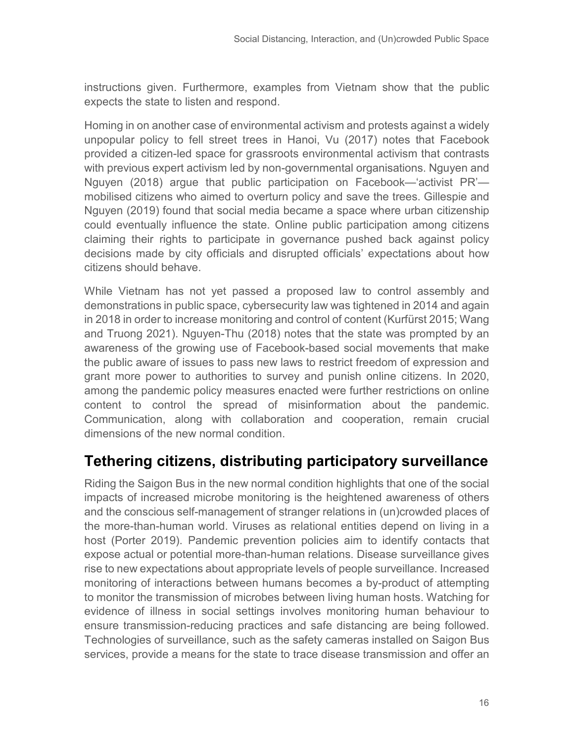instructions given. Furthermore, examples from Vietnam show that the public expects the state to listen and respond.

Homing in on another case of environmental activism and protests against a widely unpopular policy to fell street trees in Hanoi, Vu (2017) notes that Facebook provided a citizen-led space for grassroots environmental activism that contrasts with previous expert activism led by non-governmental organisations. Nguyen and Nguyen (2018) argue that public participation on Facebook—'activist PR'—mobilised citizens who aimed to overturn policy and save the trees. Gillespie and Nguyen (2019) found that social media became a space where urban citizenship could eventually influence the state. Online public participation among citizens claiming their rights to participate in governance pushed back against policy decisions made by city officials and disrupted officials' expectations about how citizens should behave.

While Vietnam has not yet passed a proposed law to control assembly and demonstrations in public space, cybersecurity law was tightened in 2014 and again in 2018 in order to increase monitoring and control of content (Kurfürst 2015; Wang and Truong 2021). Nguyen-Thu (2018) notes that the state was prompted by an awareness of the growing use of Facebook-based social movements that make the public aware of issues to pass new laws to restrict freedom of expression and grant more power to authorities to survey and punish online citizens. In 2020, among the pandemic policy measures enacted were further restrictions on online content to control the spread of misinformation about the pandemic. Communication, along with collaboration and cooperation, remain crucial dimensions of the new normal condition.

## Tethering citizens, distributing participatory surveillance

Riding the Saigon Bus in the new normal condition highlights that one of the social impacts of increased microbe monitoring is the heightened awareness of others and the conscious self-management of stranger relations in (un)crowded places of the more-than-human world. Viruses as relational entities depend on living in a host (Porter 2019). Pandemic prevention policies aim to identify contacts that expose actual or potential more-than-human relations. Disease surveillance gives rise to new expectations about appropriate levels of people surveillance. Increased monitoring of interactions between humans becomes a by-product of attempting to monitor the transmission of microbes between living human hosts. Watching for evidence of illness in social settings involves monitoring human behaviour to ensure transmission-reducing practices and safe distancing are being followed. Technologies of surveillance, such as the safety cameras installed on Saigon Bus services, provide a means for the state to trace disease transmission and offer an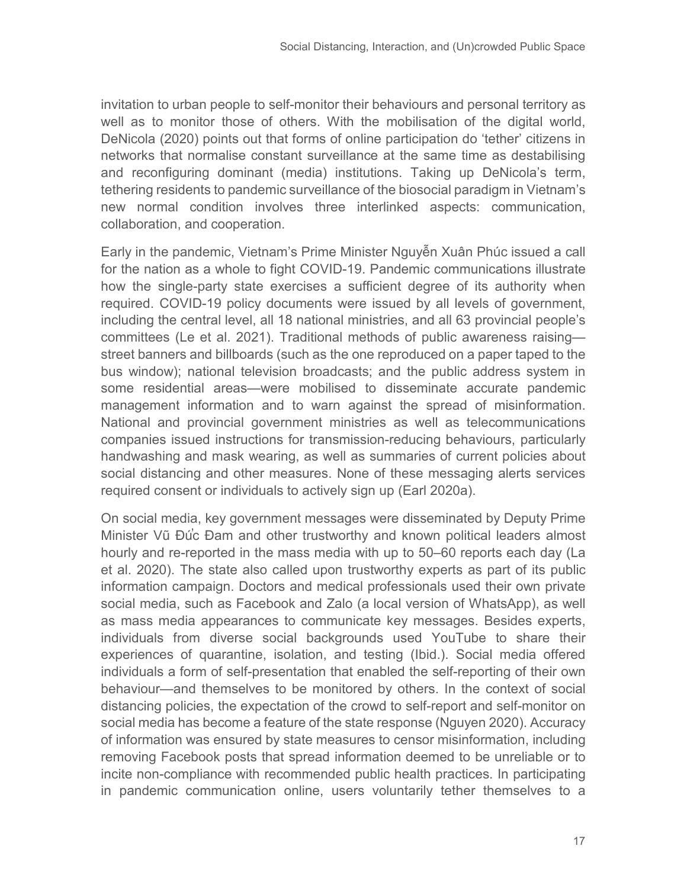invitation to urban people to self-monitor their behaviours and personal territory as well as to monitor those of others. With the mobilisation of the digital world, DeNicola (2020) points out that forms of online participation do 'tether' citizens in networks that normalise constant surveillance at the same time as destabilising and reconfiguring dominant (media) institutions. Taking up DeNicola's term, tethering residents to pandemic surveillance of the biosocial paradigm in Vietnam's new normal condition involves three interlinked aspects: communication, collaboration, and cooperation.

Early in the pandemic, Vietnam's Prime Minister Nguyễn Xuân Phúc issued a call for the nation as a whole to fight COVID-19. Pandemic communications illustrate how the single-party state exercises a sufficient degree of its authority when required. COVID-19 policy documents were issued by all levels of government, including the central level, all 18 national ministries, and all 63 provincial people's committees (Le et al. 2021). Traditional methods of public awareness raising—street banners and billboards (such as the one reproduced on a paper taped to the bus window); national television broadcasts; and the public address system in some residential areas—were mobilised to disseminate accurate pandemic management information and to warn against the spread of misinformation. National and provincial government ministries as well as telecommunications companies issued instructions for transmission-reducing behaviours, particularly handwashing and mask wearing, as well as summaries of current policies about social distancing and other measures. None of these messaging alerts services required consent or individuals to actively sign up (Earl 2020a).

On social media, key government messages were disseminated by Deputy Prime Minister Vũ Đức Đam and other trustworthy and known political leaders almost hourly and re-reported in the mass media with up to 50–60 reports each day (La et al. 2020). The state also called upon trustworthy experts as part of its public information campaign. Doctors and medical professionals used their own private social media, such as Facebook and Zalo (a local version of WhatsApp), as well as mass media appearances to communicate key messages. Besides experts, individuals from diverse social backgrounds used YouTube to share their experiences of quarantine, isolation, and testing (Ibid.). Social media offered individuals a form of self-presentation that enabled the self-reporting of their own behaviour—and themselves to be monitored by others. In the context of social distancing policies, the expectation of the crowd to self-report and self-monitor on social media has become a feature of the state response (Nguyen 2020). Accuracy of information was ensured by state measures to censor misinformation, including removing Facebook posts that spread information deemed to be unreliable or to incite non-compliance with recommended public health practices. In participating in pandemic communication online, users voluntarily tether themselves to a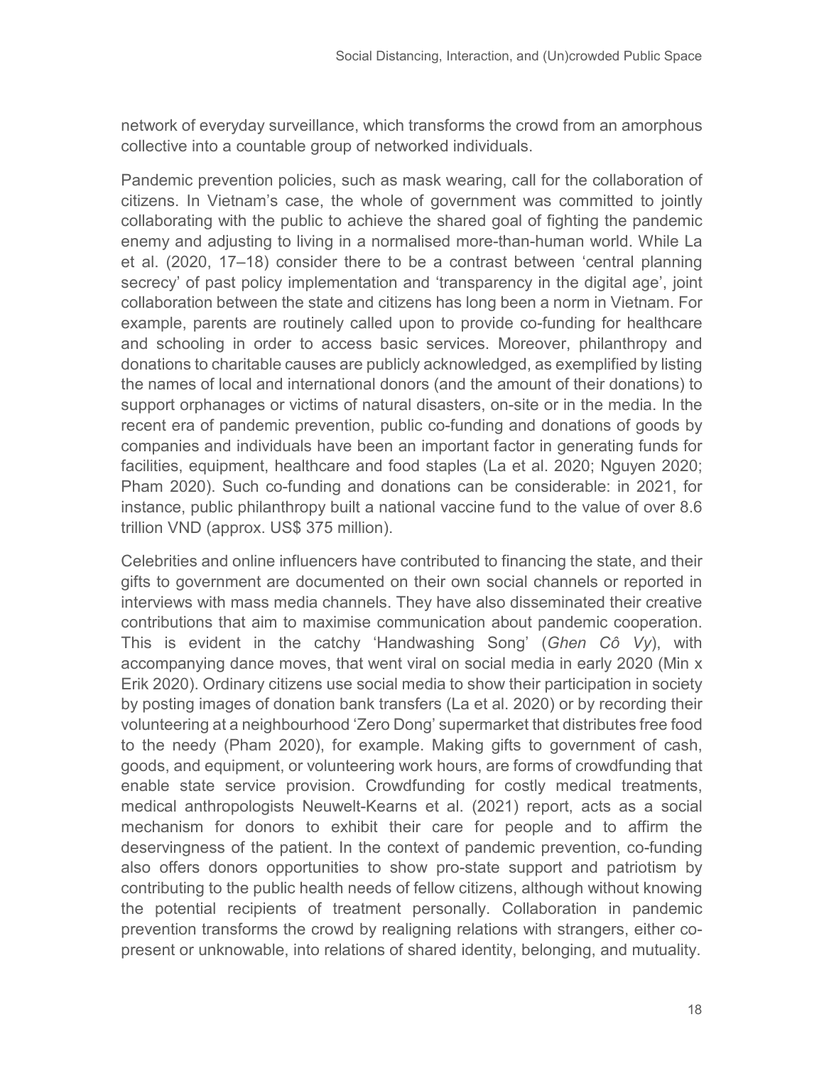network of everyday surveillance, which transforms the crowd from an amorphous collective into a countable group of networked individuals.

Pandemic prevention policies, such as mask wearing, call for the collaboration of citizens. In Vietnam's case, the whole of government was committed to jointly collaborating with the public to achieve the shared goal of fighting the pandemic enemy and adjusting to living in a normalised more-than-human world. While La et al. (2020, 17–18) consider there to be a contrast between 'central planning secrecy' of past policy implementation and 'transparency in the digital age', joint collaboration between the state and citizens has long been a norm in Vietnam. For example, parents are routinely called upon to provide co-funding for healthcare and schooling in order to access basic services. Moreover, philanthropy and donations to charitable causes are publicly acknowledged, as exemplified by listing the names of local and international donors (and the amount of their donations) to support orphanages or victims of natural disasters, on-site or in the media. In the recent era of pandemic prevention, public co-funding and donations of goods by companies and individuals have been an important factor in generating funds for facilities, equipment, healthcare and food staples (La et al. 2020; Nguyen 2020; Pham 2020). Such co-funding and donations can be considerable: in 2021, for instance, public philanthropy built a national vaccine fund to the value of over 8.6 trillion VND (approx. US$ 375 million).

Celebrities and online influencers have contributed to financing the state, and their gifts to government are documented on their own social channels or reported in interviews with mass media channels. They have also disseminated their creative contributions that aim to maximise communication about pandemic cooperation. This is evident in the catchy 'Handwashing Song' (*Ghen Cô Vy*), with accompanying dance moves, that went viral on social media in early 2020 (Min x Erik 2020). Ordinary citizens use social media to show their participation in society by posting images of donation bank transfers (La et al. 2020) or by recording their volunteering at a neighbourhood 'Zero Dong' supermarket that distributes free food to the needy (Pham 2020), for example. Making gifts to government of cash, goods, and equipment, or volunteering work hours, are forms of crowdfunding that enable state service provision. Crowdfunding for costly medical treatments, medical anthropologists Neuwelt-Kearns et al. (2021) report, acts as a social mechanism for donors to exhibit their care for people and to affirm the deservingness of the patient. In the context of pandemic prevention, co-funding also offers donors opportunities to show pro-state support and patriotism by contributing to the public health needs of fellow citizens, although without knowing the potential recipients of treatment personally. Collaboration in pandemic prevention transforms the crowd by realigning relations with strangers, either co-present or unknowable, into relations of shared identity, belonging, and mutuality.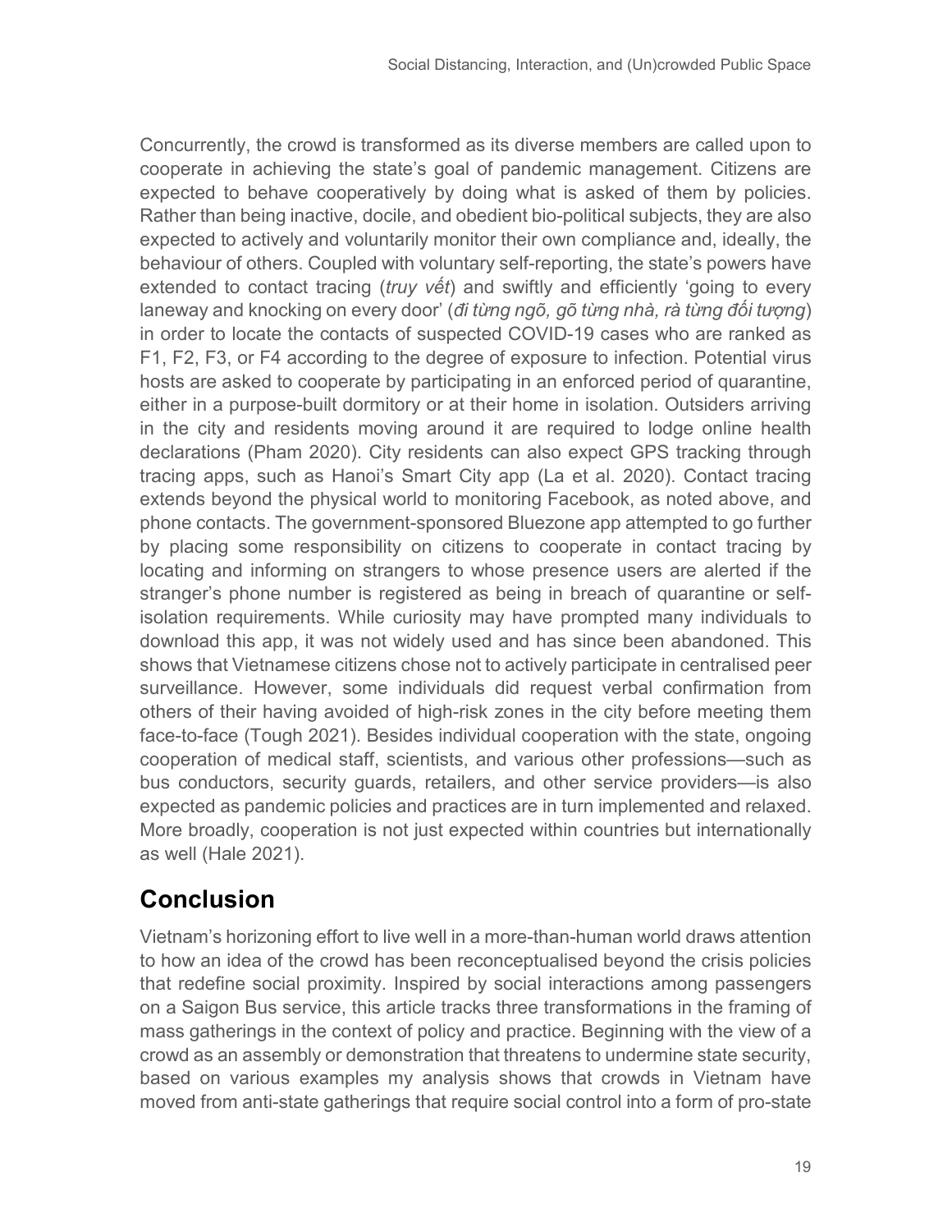Concurrently, the crowd is transformed as its diverse members are called upon to cooperate in achieving the state's goal of pandemic management. Citizens are expected to behave cooperatively by doing what is asked of them by policies. Rather than being inactive, docile, and obedient bio-political subjects, they are also expected to actively and voluntarily monitor their own compliance and, ideally, the behaviour of others. Coupled with voluntary self-reporting, the state's powers have extended to contact tracing (*truy vết*) and swiftly and efficiently 'going to every laneway and knocking on every door' (*đi từng ngõ, gõ từng nhà, rà từng đối tượng*) in order to locate the contacts of suspected COVID-19 cases who are ranked as F1, F2, F3, or F4 according to the degree of exposure to infection. Potential virus hosts are asked to cooperate by participating in an enforced period of quarantine, either in a purpose-built dormitory or at their home in isolation. Outsiders arriving in the city and residents moving around it are required to lodge online health declarations (Pham 2020). City residents can also expect GPS tracking through tracing apps, such as Hanoi's Smart City app (La et al. 2020). Contact tracing extends beyond the physical world to monitoring Facebook, as noted above, and phone contacts. The government-sponsored Bluezone app attempted to go further by placing some responsibility on citizens to cooperate in contact tracing by locating and informing on strangers to whose presence users are alerted if the stranger's phone number is registered as being in breach of quarantine or self-isolation requirements. While curiosity may have prompted many individuals to download this app, it was not widely used and has since been abandoned. This shows that Vietnamese citizens chose not to actively participate in centralised peer surveillance. However, some individuals did request verbal confirmation from others of their having avoided of high-risk zones in the city before meeting them face-to-face (Tough 2021). Besides individual cooperation with the state, ongoing cooperation of medical staff, scientists, and various other professions—such as bus conductors, security guards, retailers, and other service providers—is also expected as pandemic policies and practices are in turn implemented and relaxed. More broadly, cooperation is not just expected within countries but internationally as well (Hale 2021).

## Conclusion

Vietnam's horizoning effort to live well in a more-than-human world draws attention to how an idea of the crowd has been reconceptualised beyond the crisis policies that redefine social proximity. Inspired by social interactions among passengers on a Saigon Bus service, this article tracks three transformations in the framing of mass gatherings in the context of policy and practice. Beginning with the view of a crowd as an assembly or demonstration that threatens to undermine state security, based on various examples my analysis shows that crowds in Vietnam have moved from anti-state gatherings that require social control into a form of pro-state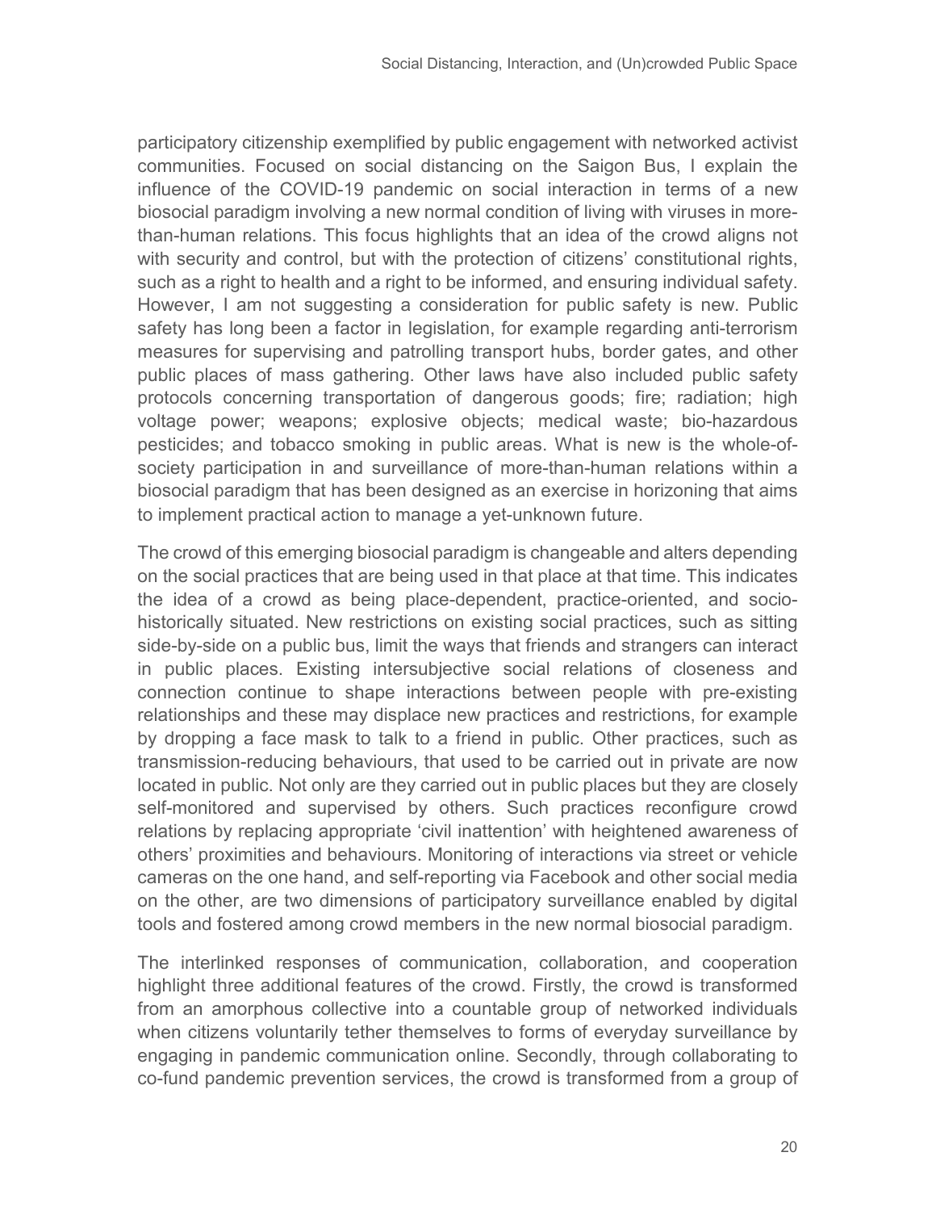participatory citizenship exemplified by public engagement with networked activist communities. Focused on social distancing on the Saigon Bus, I explain the influence of the COVID-19 pandemic on social interaction in terms of a new biosocial paradigm involving a new normal condition of living with viruses in more-than-human relations. This focus highlights that an idea of the crowd aligns not with security and control, but with the protection of citizens' constitutional rights, such as a right to health and a right to be informed, and ensuring individual safety. However, I am not suggesting a consideration for public safety is new. Public safety has long been a factor in legislation, for example regarding anti-terrorism measures for supervising and patrolling transport hubs, border gates, and other public places of mass gathering. Other laws have also included public safety protocols concerning transportation of dangerous goods; fire; radiation; high voltage power; weapons; explosive objects; medical waste; bio-hazardous pesticides; and tobacco smoking in public areas. What is new is the whole-of-society participation in and surveillance of more-than-human relations within a biosocial paradigm that has been designed as an exercise in horizoning that aims to implement practical action to manage a yet-unknown future.

The crowd of this emerging biosocial paradigm is changeable and alters depending on the social practices that are being used in that place at that time. This indicates the idea of a crowd as being place-dependent, practice-oriented, and socio-historically situated. New restrictions on existing social practices, such as sitting side-by-side on a public bus, limit the ways that friends and strangers can interact in public places. Existing intersubjective social relations of closeness and connection continue to shape interactions between people with pre-existing relationships and these may displace new practices and restrictions, for example by dropping a face mask to talk to a friend in public. Other practices, such as transmission-reducing behaviours, that used to be carried out in private are now located in public. Not only are they carried out in public places but they are closely self-monitored and supervised by others. Such practices reconfigure crowd relations by replacing appropriate 'civil inattention' with heightened awareness of others' proximities and behaviours. Monitoring of interactions via street or vehicle cameras on the one hand, and self-reporting via Facebook and other social media on the other, are two dimensions of participatory surveillance enabled by digital tools and fostered among crowd members in the new normal biosocial paradigm.

The interlinked responses of communication, collaboration, and cooperation highlight three additional features of the crowd. Firstly, the crowd is transformed from an amorphous collective into a countable group of networked individuals when citizens voluntarily tether themselves to forms of everyday surveillance by engaging in pandemic communication online. Secondly, through collaborating to co-fund pandemic prevention services, the crowd is transformed from a group of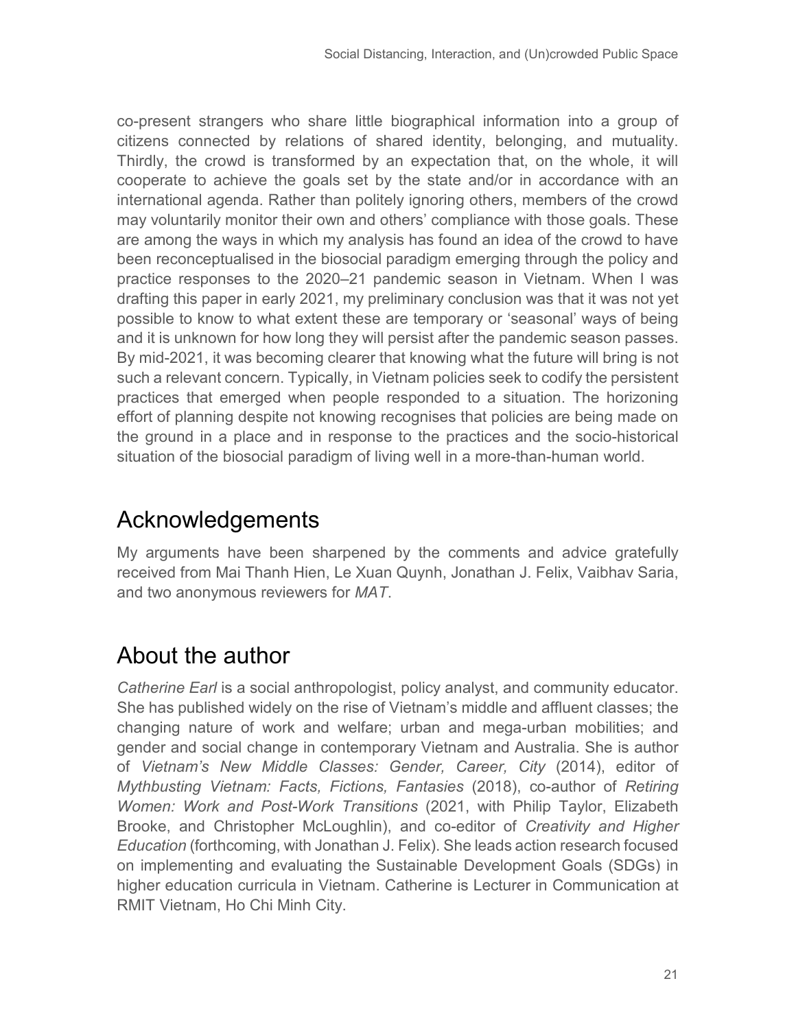co-present strangers who share little biographical information into a group of citizens connected by relations of shared identity, belonging, and mutuality. Thirdly, the crowd is transformed by an expectation that, on the whole, it will cooperate to achieve the goals set by the state and/or in accordance with an international agenda. Rather than politely ignoring others, members of the crowd may voluntarily monitor their own and others' compliance with those goals. These are among the ways in which my analysis has found an idea of the crowd to have been reconceptualised in the biosocial paradigm emerging through the policy and practice responses to the 2020–21 pandemic season in Vietnam. When I was drafting this paper in early 2021, my preliminary conclusion was that it was not yet possible to know to what extent these are temporary or 'seasonal' ways of being and it is unknown for how long they will persist after the pandemic season passes. By mid-2021, it was becoming clearer that knowing what the future will bring is not such a relevant concern. Typically, in Vietnam policies seek to codify the persistent practices that emerged when people responded to a situation. The horizoning effort of planning despite not knowing recognises that policies are being made on the ground in a place and in response to the practices and the socio-historical situation of the biosocial paradigm of living well in a more-than-human world.

## Acknowledgements

My arguments have been sharpened by the comments and advice gratefully received from Mai Thanh Hien, Le Xuan Quynh, Jonathan J. Felix, Vaibhav Saria, and two anonymous reviewers for *MAT*.

## About the author

*Catherine Earl* is a social anthropologist, policy analyst, and community educator. She has published widely on the rise of Vietnam's middle and affluent classes; the changing nature of work and welfare; urban and mega-urban mobilities; and gender and social change in contemporary Vietnam and Australia. She is author of *Vietnam's New Middle Classes: Gender, Career, City* (2014), editor of *Mythbusting Vietnam: Facts, Fictions, Fantasies* (2018), co-author of *Retiring Women: Work and Post-Work Transitions* (2021, with Philip Taylor, Elizabeth Brooke, and Christopher McLoughlin), and co-editor of *Creativity and Higher Education* (forthcoming, with Jonathan J. Felix). She leads action research focused on implementing and evaluating the Sustainable Development Goals (SDGs) in higher education curricula in Vietnam. Catherine is Lecturer in Communication at RMIT Vietnam, Ho Chi Minh City.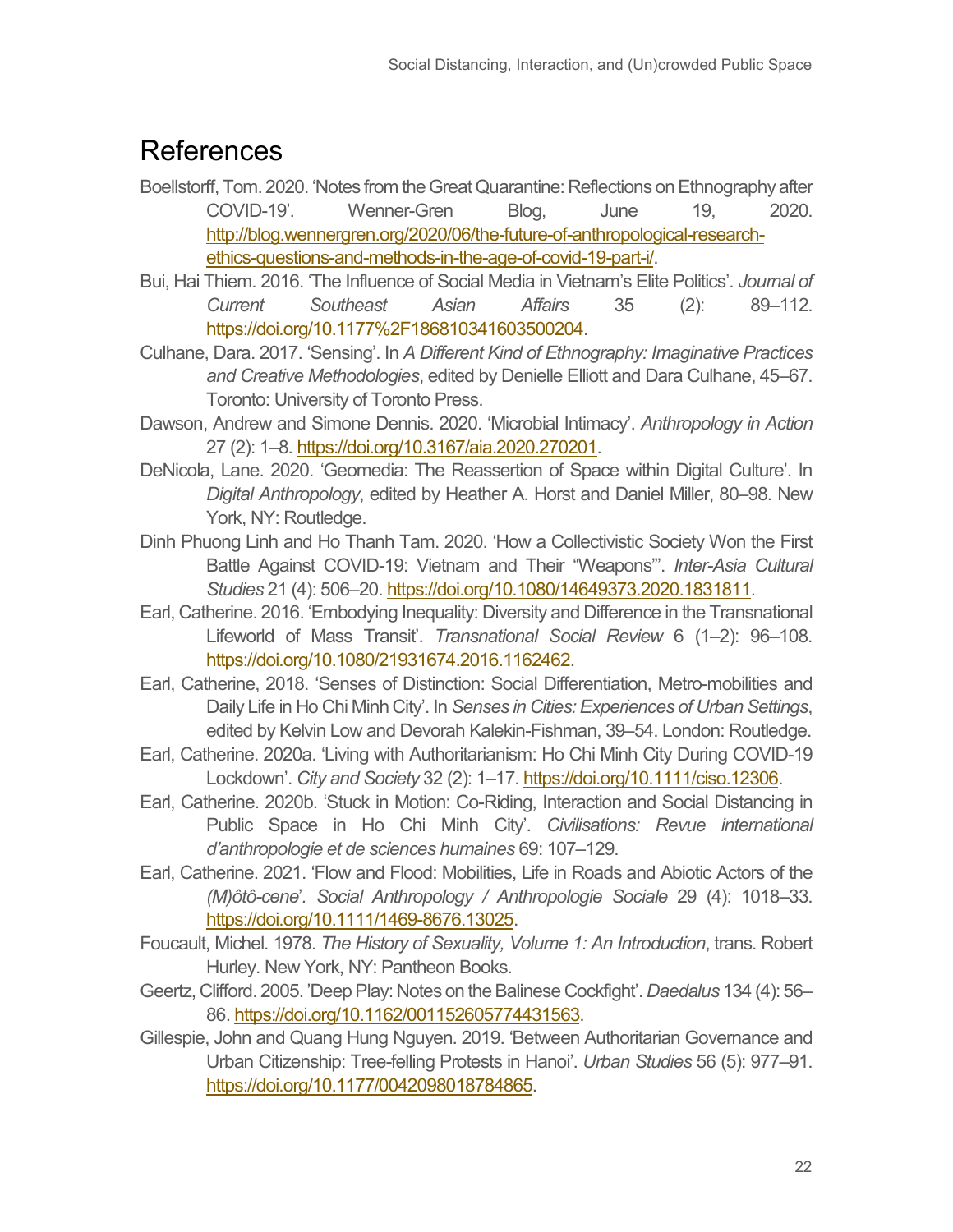# References

Boellstorff, Tom. 2020. 'Notes from the Great Quarantine: Reflections on Ethnography after COVID-19'. Wenner-Gren Blog, June 19, 2020. http://blog.wennergren.org/2020/06/the-future-of-anthropological-research-ethics-questions-and-methods-in-the-age-of-covid-19-part-i/.

Bui, Hai Thiem. 2016. 'The Influence of Social Media in Vietnam's Elite Politics'. *Journal of Current Southeast Asian Affairs* 35 (2): 89–112. https://doi.org/10.1177%2F186810341603500204.

Culhane, Dara. 2017. 'Sensing'. In *A Different Kind of Ethnography: Imaginative Practices and Creative Methodologies*, edited by Denielle Elliott and Dara Culhane, 45–67. Toronto: University of Toronto Press.

Dawson, Andrew and Simone Dennis. 2020. 'Microbial Intimacy'. *Anthropology in Action* 27 (2): 1–8. https://doi.org/10.3167/aia.2020.270201.

DeNicola, Lane. 2020. 'Geomedia: The Reassertion of Space within Digital Culture'. In *Digital Anthropology*, edited by Heather A. Horst and Daniel Miller, 80–98. New York, NY: Routledge.

Dinh Phuong Linh and Ho Thanh Tam. 2020. 'How a Collectivistic Society Won the First Battle Against COVID-19: Vietnam and Their "Weapons"'. *Inter-Asia Cultural Studies* 21 (4): 506–20. https://doi.org/10.1080/14649373.2020.1831811.

Earl, Catherine. 2016. 'Embodying Inequality: Diversity and Difference in the Transnational Lifeworld of Mass Transit'. *Transnational Social Review* 6 (1–2): 96–108. https://doi.org/10.1080/21931674.2016.1162462.

Earl, Catherine, 2018. 'Senses of Distinction: Social Differentiation, Metro-mobilities and Daily Life in Ho Chi Minh City'. In *Senses in Cities: Experiences of Urban Settings*, edited by Kelvin Low and Devorah Kalekin-Fishman, 39–54. London: Routledge.

Earl, Catherine. 2020a. 'Living with Authoritarianism: Ho Chi Minh City During COVID-19 Lockdown'. *City and Society* 32 (2): 1–17. https://doi.org/10.1111/ciso.12306.

Earl, Catherine. 2020b. 'Stuck in Motion: Co-Riding, Interaction and Social Distancing in Public Space in Ho Chi Minh City'. *Civilisations: Revue international d'anthropologie et de sciences humaines* 69: 107–129.

Earl, Catherine. 2021. 'Flow and Flood: Mobilities, Life in Roads and Abiotic Actors of the *(M)ôtô-cene*'. *Social Anthropology / Anthropologie Sociale* 29 (4): 1018–33. https://doi.org/10.1111/1469-8676.13025.

Foucault, Michel. 1978. *The History of Sexuality, Volume 1: An Introduction*, trans. Robert Hurley. New York, NY: Pantheon Books.

Geertz, Clifford. 2005. 'Deep Play: Notes on the Balinese Cockfight'. *Daedalus* 134 (4): 56–86. https://doi.org/10.1162/001152605774431563.

Gillespie, John and Quang Hung Nguyen. 2019. 'Between Authoritarian Governance and Urban Citizenship: Tree-felling Protests in Hanoi'. *Urban Studies* 56 (5): 977–91. https://doi.org/10.1177/0042098018784865.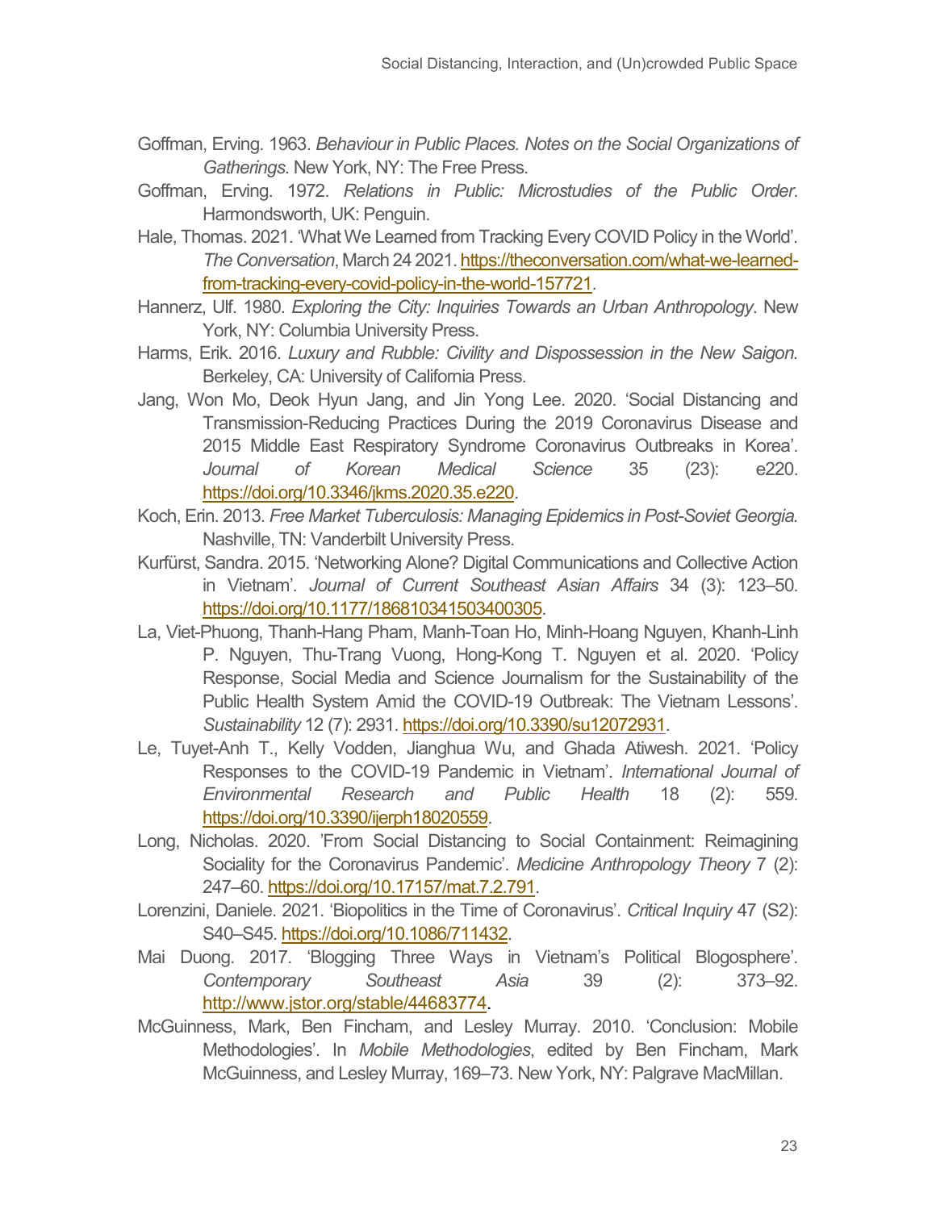Goffman, Erving. 1963. *Behaviour in Public Places. Notes on the Social Organizations of Gatherings*. New York, NY: The Free Press.

Goffman, Erving. 1972. *Relations in Public: Microstudies of the Public Order*. Harmondsworth, UK: Penguin.

Hale, Thomas. 2021. 'What We Learned from Tracking Every COVID Policy in the World'. *The Conversation*, March 24 2021. https://theconversation.com/what-we-learned-from-tracking-every-covid-policy-in-the-world-157721.

Hannerz, Ulf. 1980. *Exploring the City: Inquiries Towards an Urban Anthropology*. New York, NY: Columbia University Press.

Harms, Erik. 2016. *Luxury and Rubble: Civility and Dispossession in the New Saigon.* Berkeley, CA: University of California Press.

Jang, Won Mo, Deok Hyun Jang, and Jin Yong Lee. 2020. 'Social Distancing and Transmission-Reducing Practices During the 2019 Coronavirus Disease and 2015 Middle East Respiratory Syndrome Coronavirus Outbreaks in Korea'. *Journal of Korean Medical Science* 35 (23): e220. https://doi.org/10.3346/jkms.2020.35.e220.

Koch, Erin. 2013. *Free Market Tuberculosis: Managing Epidemics in Post-Soviet Georgia.* Nashville, TN: Vanderbilt University Press.

Kurfürst, Sandra. 2015. 'Networking Alone? Digital Communications and Collective Action in Vietnam'. *Journal of Current Southeast Asian Affairs* 34 (3): 123–50. https://doi.org/10.1177/186810341503400305.

La, Viet-Phuong, Thanh-Hang Pham, Manh-Toan Ho, Minh-Hoang Nguyen, Khanh-Linh P. Nguyen, Thu-Trang Vuong, Hong-Kong T. Nguyen et al. 2020. 'Policy Response, Social Media and Science Journalism for the Sustainability of the Public Health System Amid the COVID-19 Outbreak: The Vietnam Lessons'. *Sustainability* 12 (7): 2931. https://doi.org/10.3390/su12072931.

Le, Tuyet-Anh T., Kelly Vodden, Jianghua Wu, and Ghada Atiwesh. 2021. 'Policy Responses to the COVID-19 Pandemic in Vietnam'. *International Journal of Environmental Research and Public Health* 18 (2): 559. https://doi.org/10.3390/ijerph18020559.

Long, Nicholas. 2020. 'From Social Distancing to Social Containment: Reimagining Sociality for the Coronavirus Pandemic'. *Medicine Anthropology Theory* 7 (2): 247–60. https://doi.org/10.17157/mat.7.2.791.

Lorenzini, Daniele. 2021. 'Biopolitics in the Time of Coronavirus'. *Critical Inquiry* 47 (S2): S40–S45. https://doi.org/10.1086/711432.

Mai Duong. 2017. 'Blogging Three Ways in Vietnam's Political Blogosphere'. *Contemporary Southeast Asia* 39 (2): 373–92. http://www.jstor.org/stable/44683774.

McGuinness, Mark, Ben Fincham, and Lesley Murray. 2010. 'Conclusion: Mobile Methodologies'. In *Mobile Methodologies*, edited by Ben Fincham, Mark McGuinness, and Lesley Murray, 169–73. New York, NY: Palgrave MacMillan.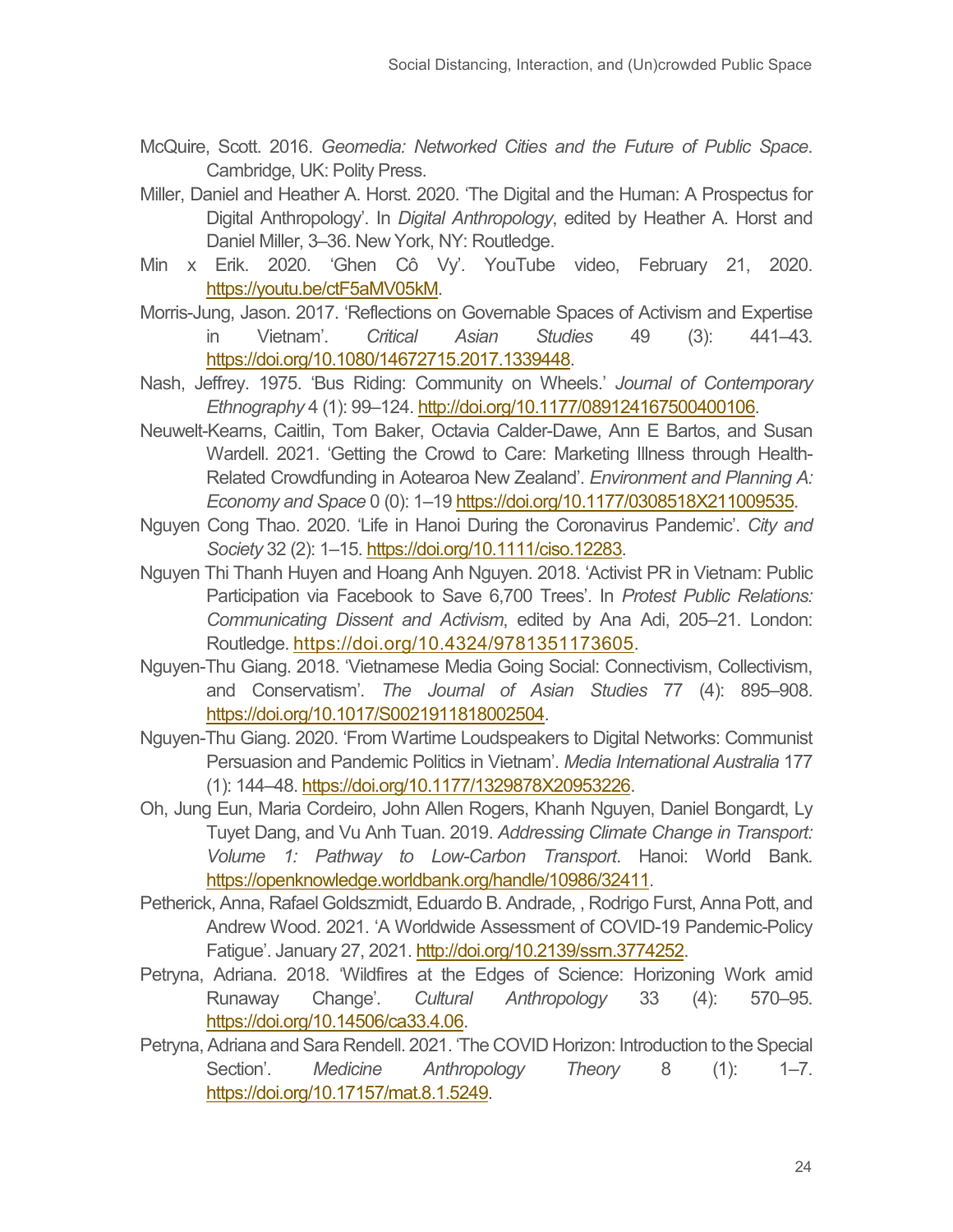McQuire, Scott. 2016. *Geomedia: Networked Cities and the Future of Public Space*. Cambridge, UK: Polity Press.

Miller, Daniel and Heather A. Horst. 2020. 'The Digital and the Human: A Prospectus for Digital Anthropology'. In *Digital Anthropology*, edited by Heather A. Horst and Daniel Miller, 3–36. New York, NY: Routledge.

Min x Erik. 2020. 'Ghen Cô Vy'. YouTube video, February 21, 2020. https://youtu.be/ctF5aMV05kM.

Morris-Jung, Jason. 2017. 'Reflections on Governable Spaces of Activism and Expertise in Vietnam'. *Critical Asian Studies* 49 (3): 441–43. https://doi.org/10.1080/14672715.2017.1339448.

Nash, Jeffrey. 1975. 'Bus Riding: Community on Wheels.' *Journal of Contemporary Ethnography* 4 (1): 99–124. http://doi.org/10.1177/089124167500400106.

Neuwelt-Kearns, Caitlin, Tom Baker, Octavia Calder-Dawe, Ann E Bartos, and Susan Wardell. 2021. 'Getting the Crowd to Care: Marketing Illness through Health-Related Crowdfunding in Aotearoa New Zealand'. *Environment and Planning A: Economy and Space* 0 (0): 1–19 https://doi.org/10.1177/0308518X211009535.

Nguyen Cong Thao. 2020. 'Life in Hanoi During the Coronavirus Pandemic'. *City and Society* 32 (2): 1–15. https://doi.org/10.1111/ciso.12283.

Nguyen Thi Thanh Huyen and Hoang Anh Nguyen. 2018. 'Activist PR in Vietnam: Public Participation via Facebook to Save 6,700 Trees'. In *Protest Public Relations: Communicating Dissent and Activism*, edited by Ana Adi, 205–21. London: Routledge. https://doi.org/10.4324/9781351173605.

Nguyen-Thu Giang. 2018. 'Vietnamese Media Going Social: Connectivism, Collectivism, and Conservatism'. *The Journal of Asian Studies* 77 (4): 895–908. https://doi.org/10.1017/S0021911818002504.

Nguyen-Thu Giang. 2020. 'From Wartime Loudspeakers to Digital Networks: Communist Persuasion and Pandemic Politics in Vietnam'. *Media International Australia* 177 (1): 144–48. https://doi.org/10.1177/1329878X20953226.

Oh, Jung Eun, Maria Cordeiro, John Allen Rogers, Khanh Nguyen, Daniel Bongardt, Ly Tuyet Dang, and Vu Anh Tuan. 2019. *Addressing Climate Change in Transport: Volume 1: Pathway to Low-Carbon Transport*. Hanoi: World Bank. https://openknowledge.worldbank.org/handle/10986/32411.

Petherick, Anna, Rafael Goldszmidt, Eduardo B. Andrade, , Rodrigo Furst, Anna Pott, and Andrew Wood. 2021. 'A Worldwide Assessment of COVID-19 Pandemic-Policy Fatigue'. January 27, 2021. http://doi.org/10.2139/ssrn.3774252.

Petryna, Adriana. 2018. 'Wildfires at the Edges of Science: Horizoning Work amid Runaway Change'. *Cultural Anthropology* 33 (4): 570–95. https://doi.org/10.14506/ca33.4.06.

Petryna, Adriana and Sara Rendell. 2021. 'The COVID Horizon: Introduction to the Special Section'. *Medicine Anthropology Theory* 8 (1): 1–7. https://doi.org/10.17157/mat.8.1.5249.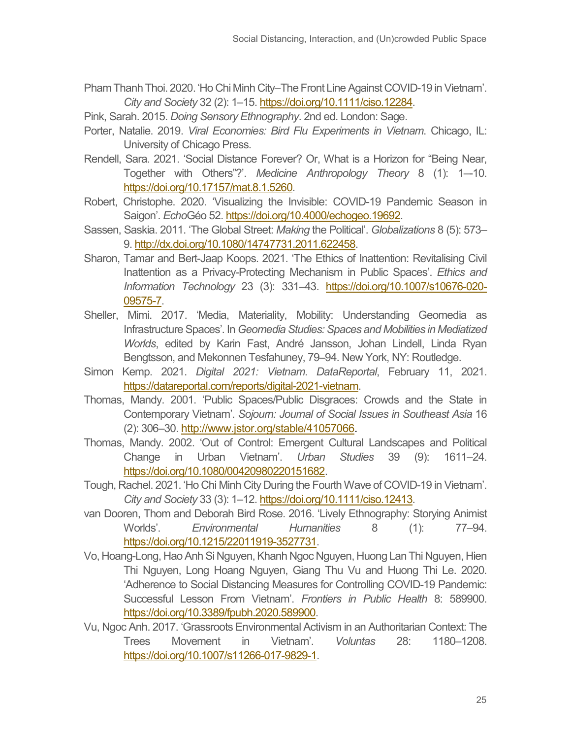Pham Thanh Thoi. 2020. 'Ho Chi Minh City–The Front Line Against COVID-19 in Vietnam'. *City and Society* 32 (2): 1–15. https://doi.org/10.1111/ciso.12284.

Pink, Sarah. 2015. *Doing Sensory Ethnography*. 2nd ed. London: Sage.

Porter, Natalie. 2019. *Viral Economies: Bird Flu Experiments in Vietnam*. Chicago, IL: University of Chicago Press.

Rendell, Sara. 2021. 'Social Distance Forever? Or, What is a Horizon for "Being Near, Together with Others"?'. *Medicine Anthropology Theory* 8 (1): 1—10. https://doi.org/10.17157/mat.8.1.5260.

Robert, Christophe. 2020. 'Visualizing the Invisible: COVID-19 Pandemic Season in Saigon'. *Echo*Géo 52. https://doi.org/10.4000/echogeo.19692.

Sassen, Saskia. 2011. 'The Global Street: *Making* the Political'. *Globalizations* 8 (5): 573–9. http://dx.doi.org/10.1080/14747731.2011.622458.

Sharon, Tamar and Bert-Jaap Koops. 2021. 'The Ethics of Inattention: Revitalising Civil Inattention as a Privacy-Protecting Mechanism in Public Spaces'. *Ethics and Information Technology* 23 (3): 331–43. https://doi.org/10.1007/s10676-020-09575-7.

Sheller, Mimi. 2017. 'Media, Materiality, Mobility: Understanding Geomedia as Infrastructure Spaces'. In *Geomedia Studies: Spaces and Mobilities in Mediatized Worlds*, edited by Karin Fast, André Jansson, Johan Lindell, Linda Ryan Bengtsson, and Mekonnen Tesfahuney, 79–94. New York, NY: Routledge.

Simon Kemp. 2021. *Digital 2021: Vietnam*. *DataReportal*, February 11, 2021. https://datareportal.com/reports/digital-2021-vietnam.

Thomas, Mandy. 2001. 'Public Spaces/Public Disgraces: Crowds and the State in Contemporary Vietnam'. *Sojoum: Journal of Social Issues in Southeast Asia* 16 (2): 306–30. http://www.jstor.org/stable/41057066.

Thomas, Mandy. 2002. 'Out of Control: Emergent Cultural Landscapes and Political Change in Urban Vietnam'. *Urban Studies* 39 (9): 1611–24. https://doi.org/10.1080/00420980220151682.

Tough, Rachel. 2021. 'Ho Chi Minh City During the Fourth Wave of COVID-19 in Vietnam'. *City and Society* 33 (3): 1–12. https://doi.org/10.1111/ciso.12413.

van Dooren, Thom and Deborah Bird Rose. 2016. 'Lively Ethnography: Storying Animist Worlds'. *Environmental Humanities* 8 (1): 77–94. https://doi.org/10.1215/22011919-3527731.

Vo, Hoang-Long, Hao Anh Si Nguyen, Khanh Ngoc Nguyen, Huong Lan Thi Nguyen, Hien Thi Nguyen, Long Hoang Nguyen, Giang Thu Vu and Huong Thi Le. 2020. 'Adherence to Social Distancing Measures for Controlling COVID-19 Pandemic: Successful Lesson From Vietnam'. *Frontiers in Public Health* 8: 589900. https://doi.org/10.3389/fpubh.2020.589900.

Vu, Ngoc Anh. 2017. 'Grassroots Environmental Activism in an Authoritarian Context: The Trees Movement in Vietnam'. *Voluntas* 28: 1180–1208. https://doi.org/10.1007/s11266-017-9829-1.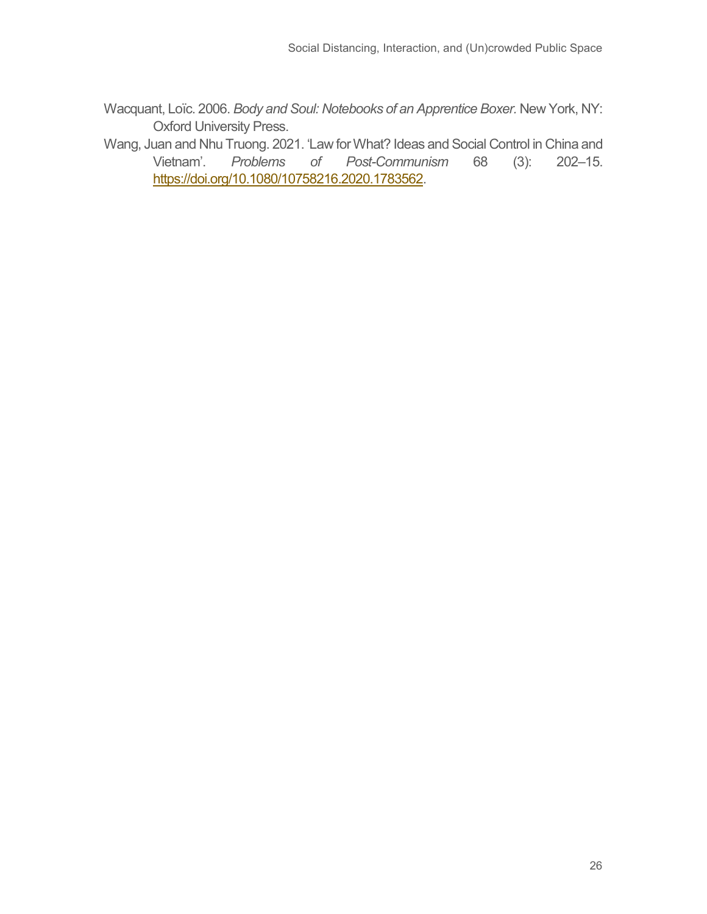Wacquant, Loïc. 2006. *Body and Soul: Notebooks of an Apprentice Boxer.* New York, NY: Oxford University Press.

Wang, Juan and Nhu Truong. 2021. 'Law for What? Ideas and Social Control in China and Vietnam'. *Problems of Post-Communism* 68 (3): 202–15. https://doi.org/10.1080/10758216.2020.1783562.